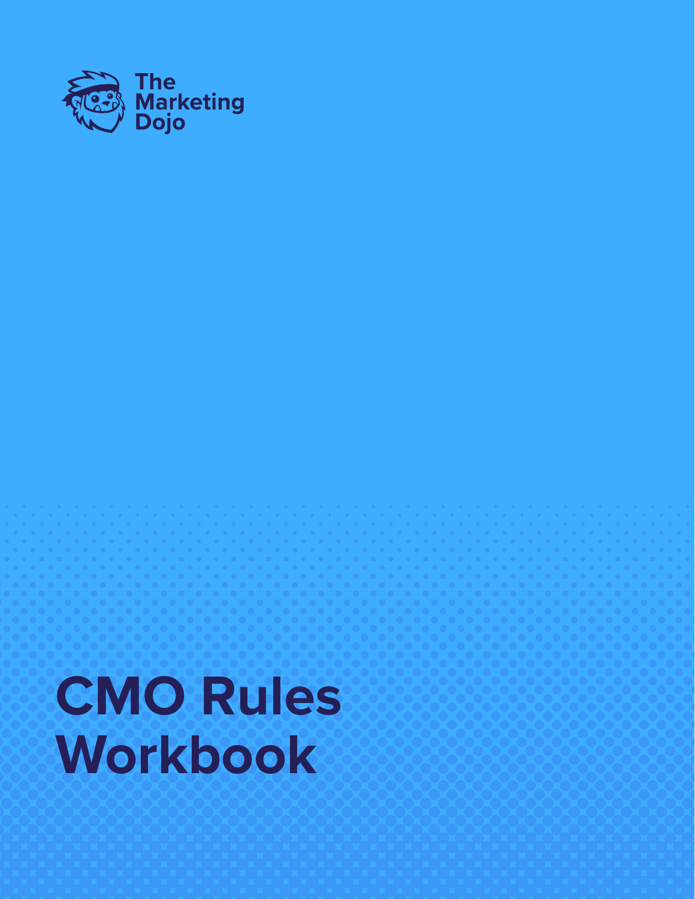The Marketing Dojo

# CMO Rules Workbook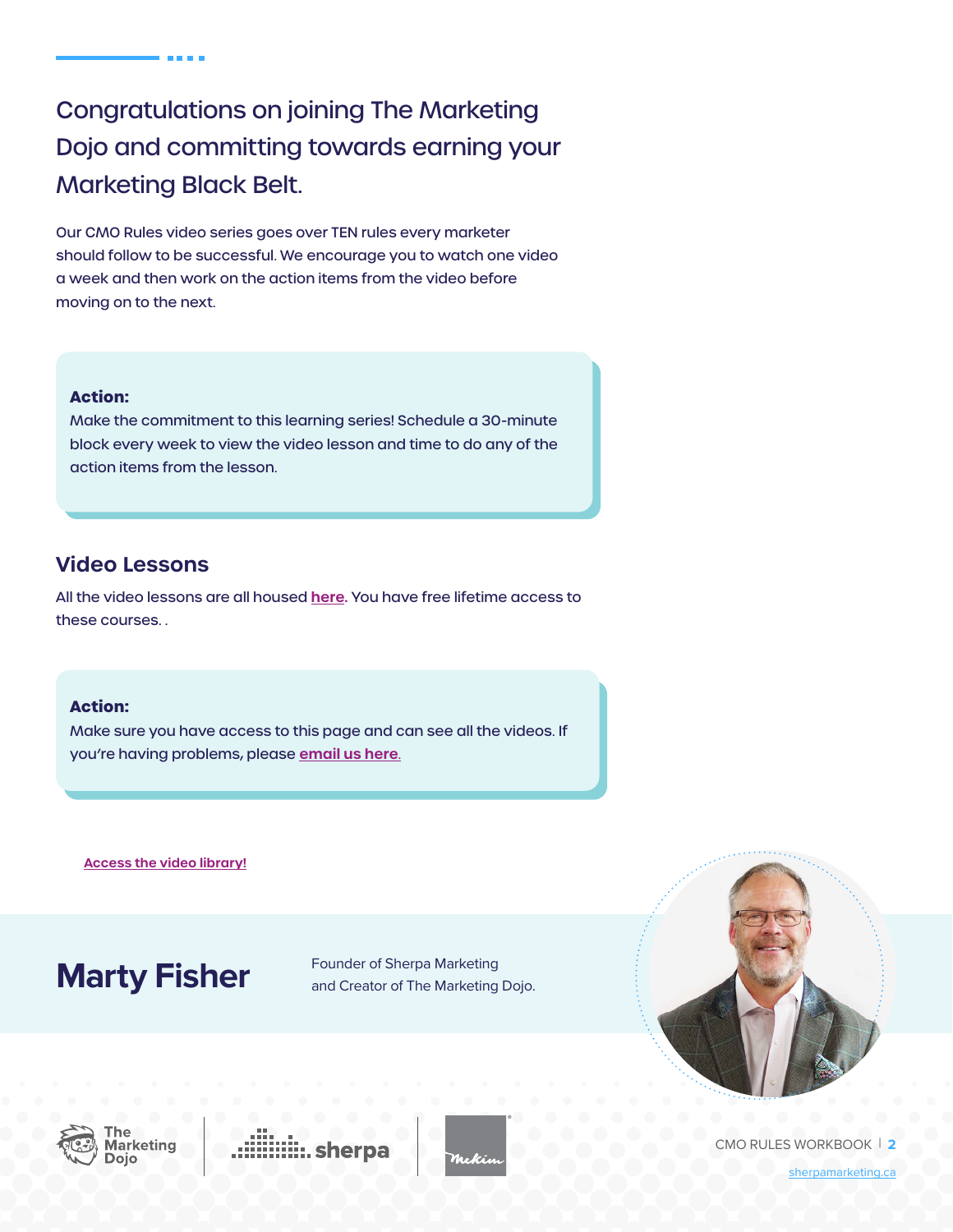# Congratulations on joining The Marketing Dojo and committing towards earning your Marketing Black Belt.

Our CMO Rules video series goes over TEN rules every marketer should follow to be successful. We encourage you to watch one video a week and then work on the action items from the video before moving on to the next.

> **Action:**
> Make the commitment to this learning series! Schedule a 30-minute block every week to view the video lesson and time to do any of the action items from the lesson.

## Video Lessons

All the video lessons are all housed **here**. You have free lifetime access to these courses. .

> **Action:**
> Make sure you have access to this page and can see all the videos. If you're having problems, please **email us here.**

**Access the video library!**

## Marty Fisher

Founder of Sherpa Marketing and Creator of The Marketing Dojo.

The Marketing Dojo | sherpa | McKim

sherpamarketing.ca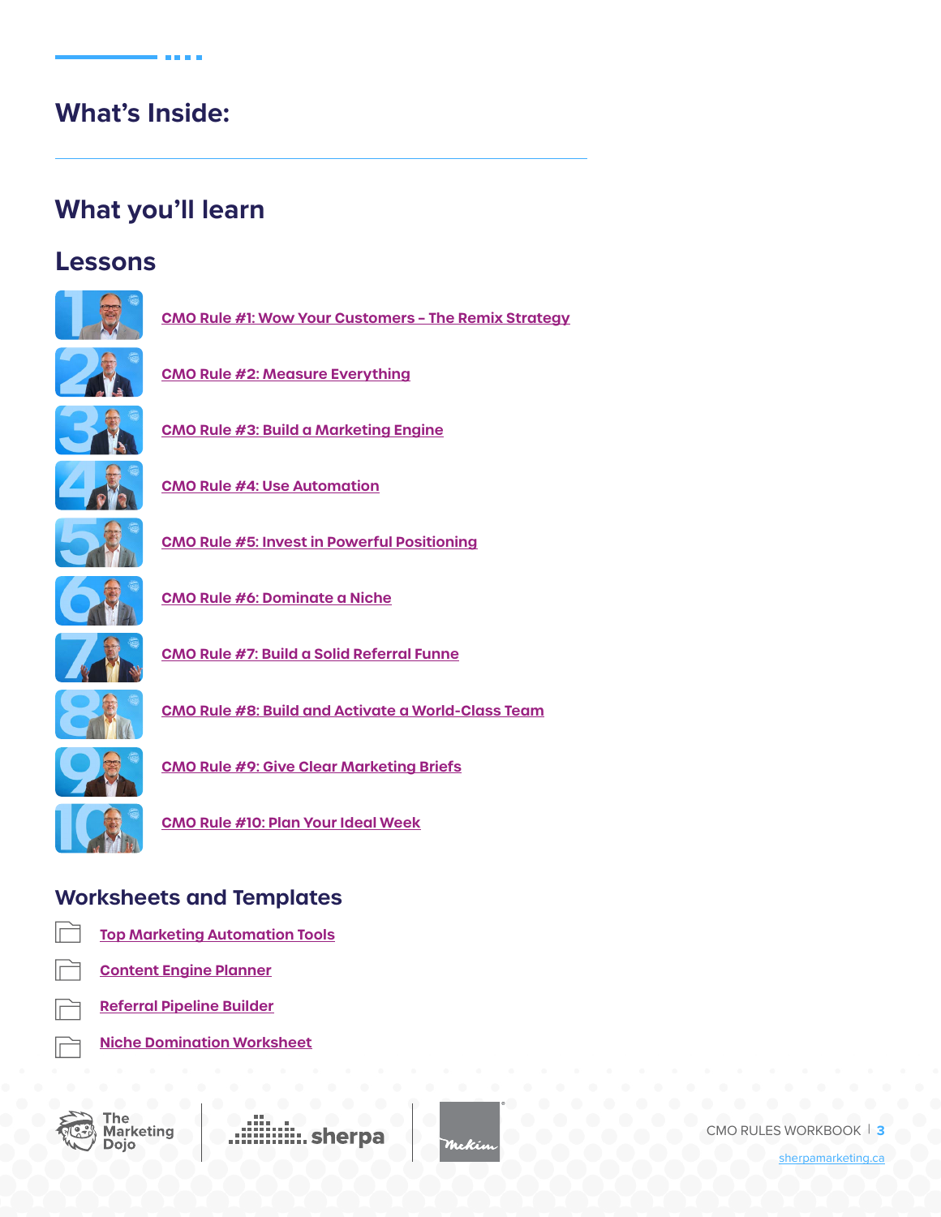## What's Inside:

## What you'll learn

## Lessons

- CMO Rule #1: Wow Your Customers - The Remix Strategy
- CMO Rule #2: Measure Everything
- CMO Rule #3: Build a Marketing Engine
- CMO Rule #4: Use Automation
- CMO Rule #5: Invest in Powerful Positioning
- CMO Rule #6: Dominate a Niche
- CMO Rule #7: Build a Solid Referral Funne
- CMO Rule #8: Build and Activate a World-Class Team
- CMO Rule #9: Give Clear Marketing Briefs
- CMO Rule #10: Plan Your Ideal Week

## Worksheets and Templates

- Top Marketing Automation Tools
- Content Engine Planner
- Referral Pipeline Builder
- Niche Domination Worksheet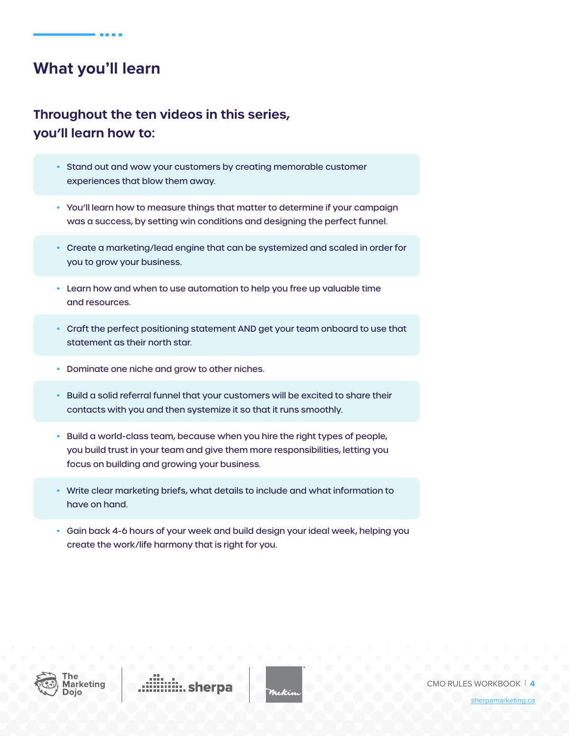## What you'll learn

### Throughout the ten videos in this series, you'll learn how to:

- Stand out and wow your customers by creating memorable customer experiences that blow them away.
- You'll learn how to measure things that matter to determine if your campaign was a success, by setting win conditions and designing the perfect funnel.
- Create a marketing/lead engine that can be systemized and scaled in order for you to grow your business.
- Learn how and when to use automation to help you free up valuable time and resources.
- Craft the perfect positioning statement AND get your team onboard to use that statement as their north star.
- Dominate one niche and grow to other niches.
- Build a solid referral funnel that your customers will be excited to share their contacts with you and then systemize it so that it runs smoothly.
- Build a world-class team, because when you hire the right types of people, you build trust in your team and give them more responsibilities, letting you focus on building and growing your business.
- Write clear marketing briefs, what details to include and what information to have on hand.
- Gain back 4-6 hours of your week and build design your ideal week, helping you create the work/life harmony that is right for you.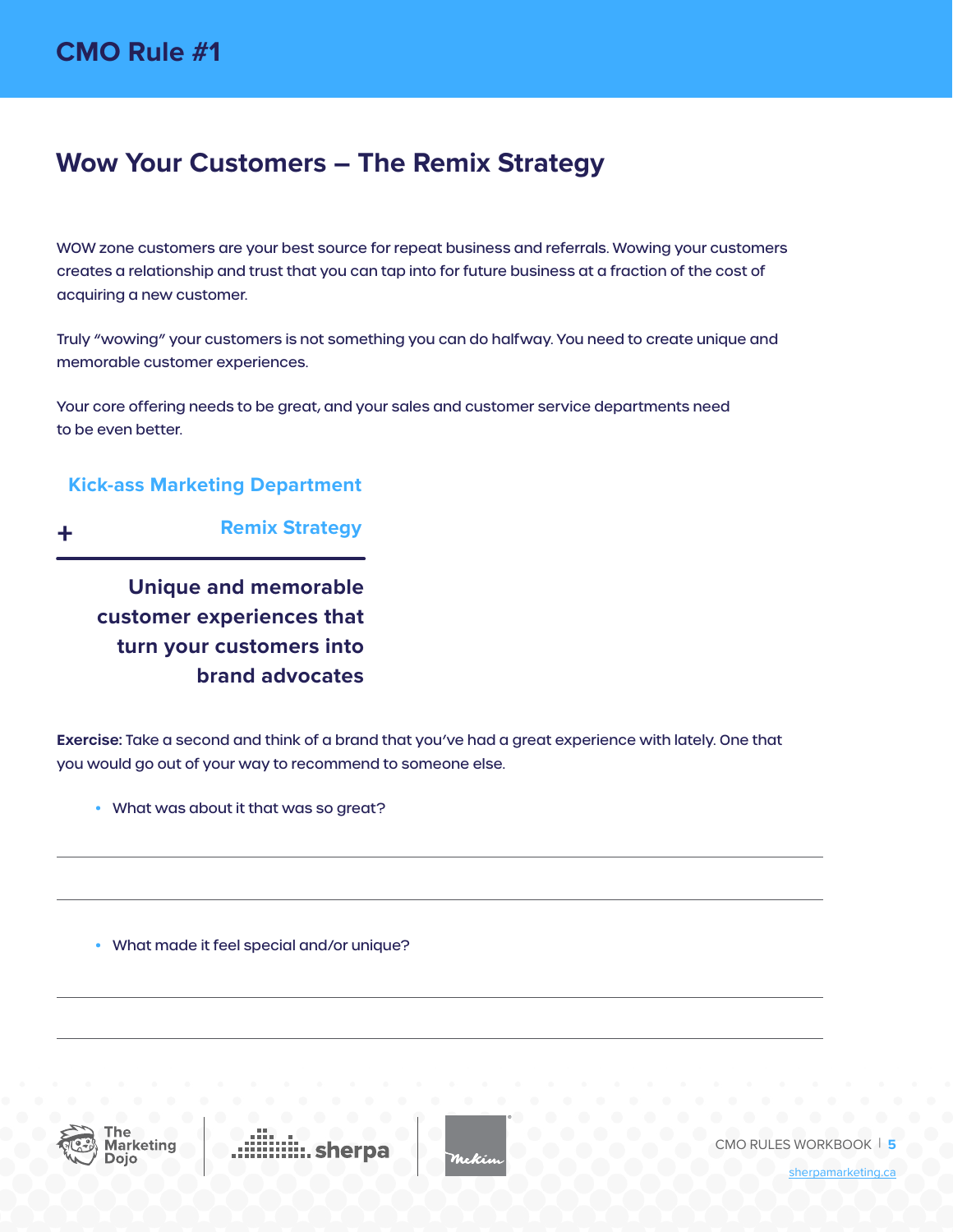# CMO Rule #1

## Wow Your Customers – The Remix Strategy

WOW zone customers are your best source for repeat business and referrals. Wowing your customers creates a relationship and trust that you can tap into for future business at a fraction of the cost of acquiring a new customer.

Truly "wowing" your customers is not something you can do halfway. You need to create unique and memorable customer experiences.

Your core offering needs to be great, and your sales and customer service departments need to be even better.

**Kick-ass Marketing Department**

**+ Remix Strategy**

---

**Unique and memorable customer experiences that turn your customers into brand advocates**

**Exercise:** Take a second and think of a brand that you've had a great experience with lately. One that you would go out of your way to recommend to someone else.

- What was about it that was so great?

\_\_\_\_\_\_\_\_\_\_\_\_\_\_\_\_\_\_\_\_\_\_\_\_\_\_\_\_\_\_\_\_\_\_\_\_\_\_\_\_

\_\_\_\_\_\_\_\_\_\_\_\_\_\_\_\_\_\_\_\_\_\_\_\_\_\_\_\_\_\_\_\_\_\_\_\_\_\_\_\_

- What made it feel special and/or unique?

\_\_\_\_\_\_\_\_\_\_\_\_\_\_\_\_\_\_\_\_\_\_\_\_\_\_\_\_\_\_\_\_\_\_\_\_\_\_\_\_

\_\_\_\_\_\_\_\_\_\_\_\_\_\_\_\_\_\_\_\_\_\_\_\_\_\_\_\_\_\_\_\_\_\_\_\_\_\_\_\_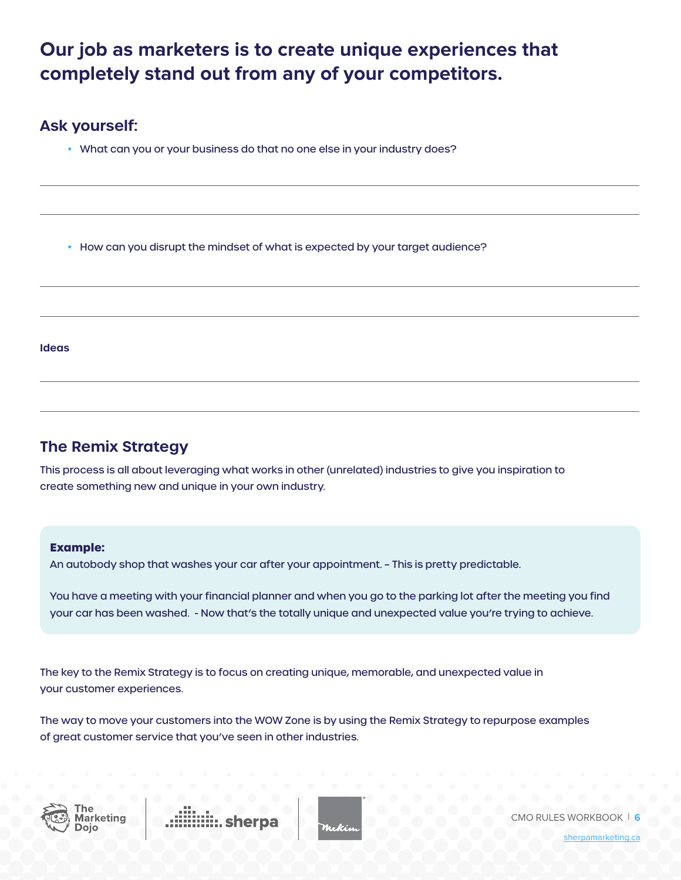## Our job as marketers is to create unique experiences that completely stand out from any of your competitors.

### Ask yourself:

- What can you or your business do that no one else in your industry does?

- How can you disrupt the mindset of what is expected by your target audience?

**Ideas**

### The Remix Strategy

This process is all about leveraging what works in other (unrelated) industries to give you inspiration to create something new and unique in your own industry.

**Example:**
An autobody shop that washes your car after your appointment. – This is pretty predictable.

You have a meeting with your financial planner and when you go to the parking lot after the meeting you find your car has been washed. - Now that's the totally unique and unexpected value you're trying to achieve.

The key to the Remix Strategy is to focus on creating unique, memorable, and unexpected value in your customer experiences.

The way to move your customers into the WOW Zone is by using the Remix Strategy to repurpose examples of great customer service that you've seen in other industries.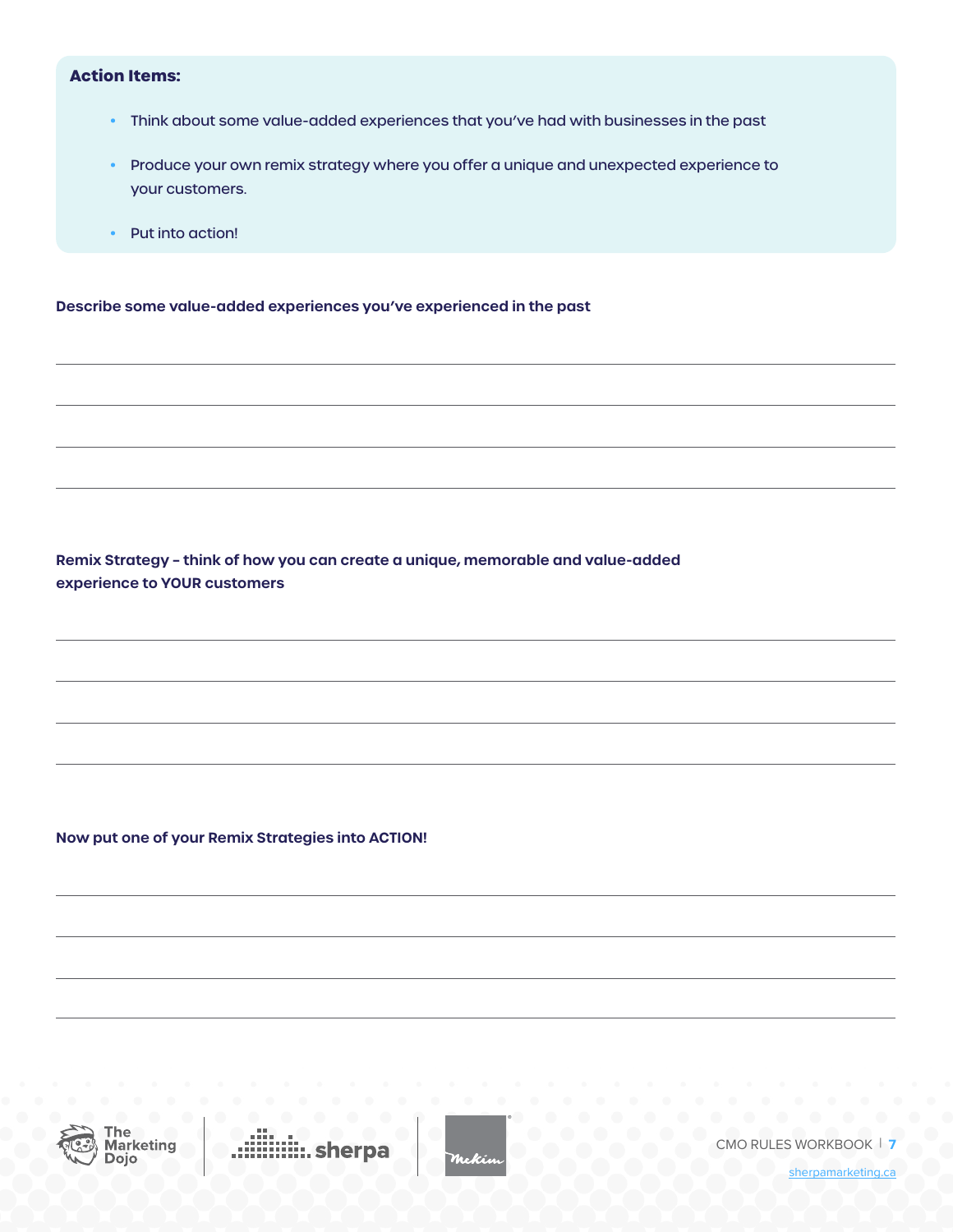**Action Items:**

- Think about some value-added experiences that you've had with businesses in the past
- Produce your own remix strategy where you offer a unique and unexpected experience to your customers.
- Put into action!

**Describe some value-added experiences you've experienced in the past**

**Remix Strategy – think of how you can create a unique, memorable and value-added experience to YOUR customers**

**Now put one of your Remix Strategies into ACTION!**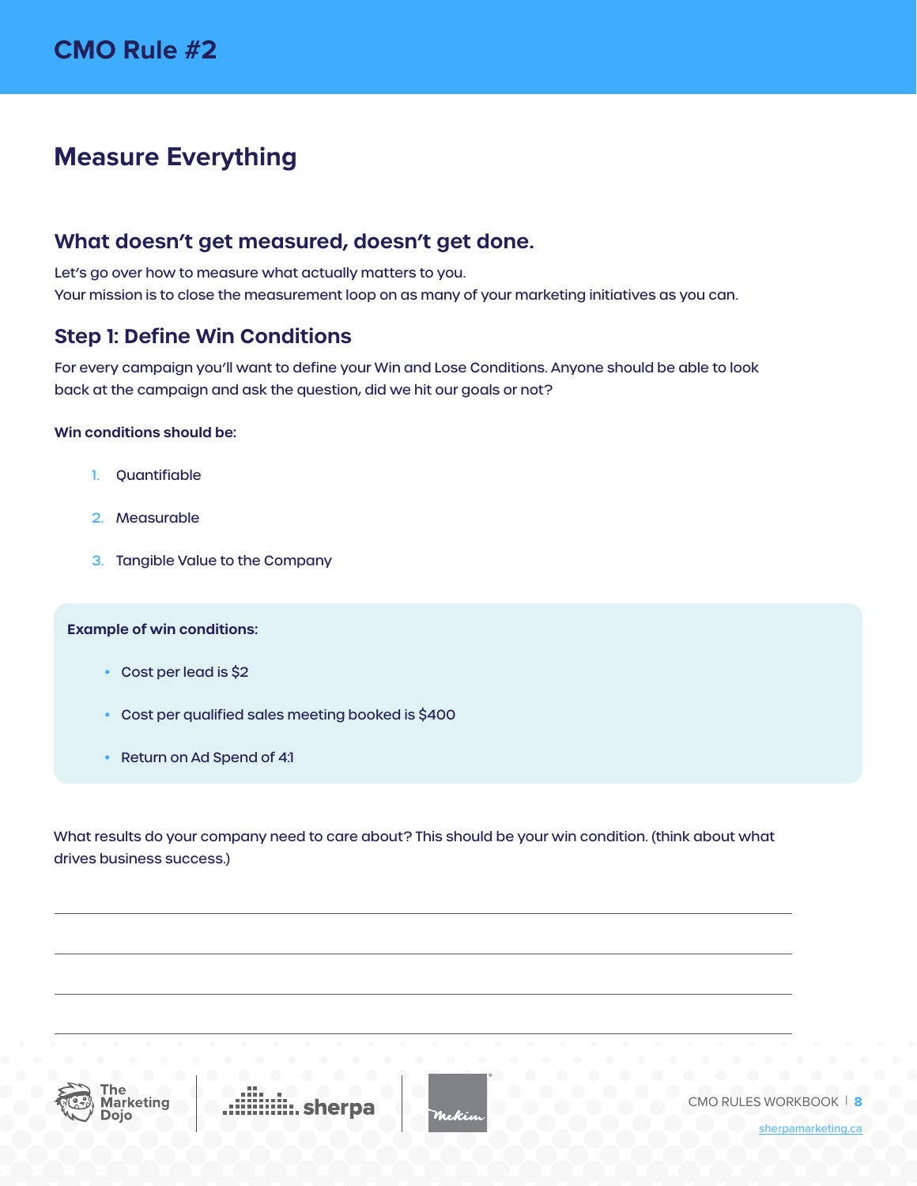# CMO Rule #2

## Measure Everything

### What doesn't get measured, doesn't get done.

Let's go over how to measure what actually matters to you.
Your mission is to close the measurement loop on as many of your marketing initiatives as you can.

### Step 1: Define Win Conditions

For every campaign you'll want to define your Win and Lose Conditions. Anyone should be able to look back at the campaign and ask the question, did we hit our goals or not?

**Win conditions should be:**

1. Quantifiable
2. Measurable
3. Tangible Value to the Company

**Example of win conditions:**

- Cost per lead is $2
- Cost per qualified sales meeting booked is $400
- Return on Ad Spend of 4:1

What results do your company need to care about? This should be your win condition. (think about what drives business success.)

_______________________________________________

_______________________________________________

_______________________________________________

_______________________________________________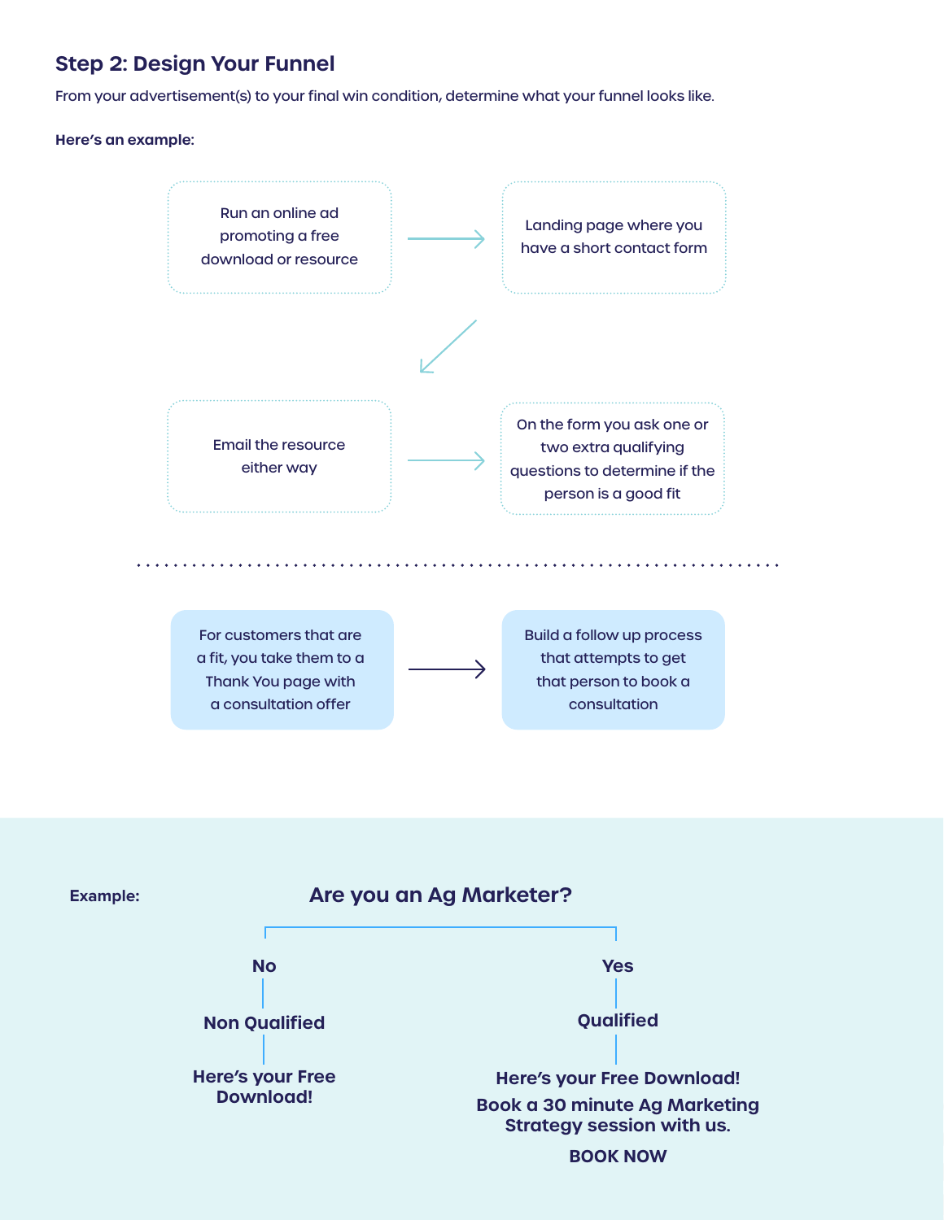## Step 2: Design Your Funnel

From your advertisement(s) to your final win condition, determine what your funnel looks like.

**Here's an example:**

Run an online ad promoting a free download or resource → Landing page where you have a short contact form → On the form you ask one or two extra qualifying questions to determine if the person is a good fit → Email the resource either way

For customers that are a fit, you take them to a Thank You page with a consultation offer → Build a follow up process that attempts to get that person to book a consultation

**Example:**

**Are you an Ag Marketer?**

**No**

**Non Qualified**

**Here's your Free Download!**

**Yes**

**Qualified**

**Here's your Free Download!**

**Book a 30 minute Ag Marketing Strategy session with us.**

**BOOK NOW**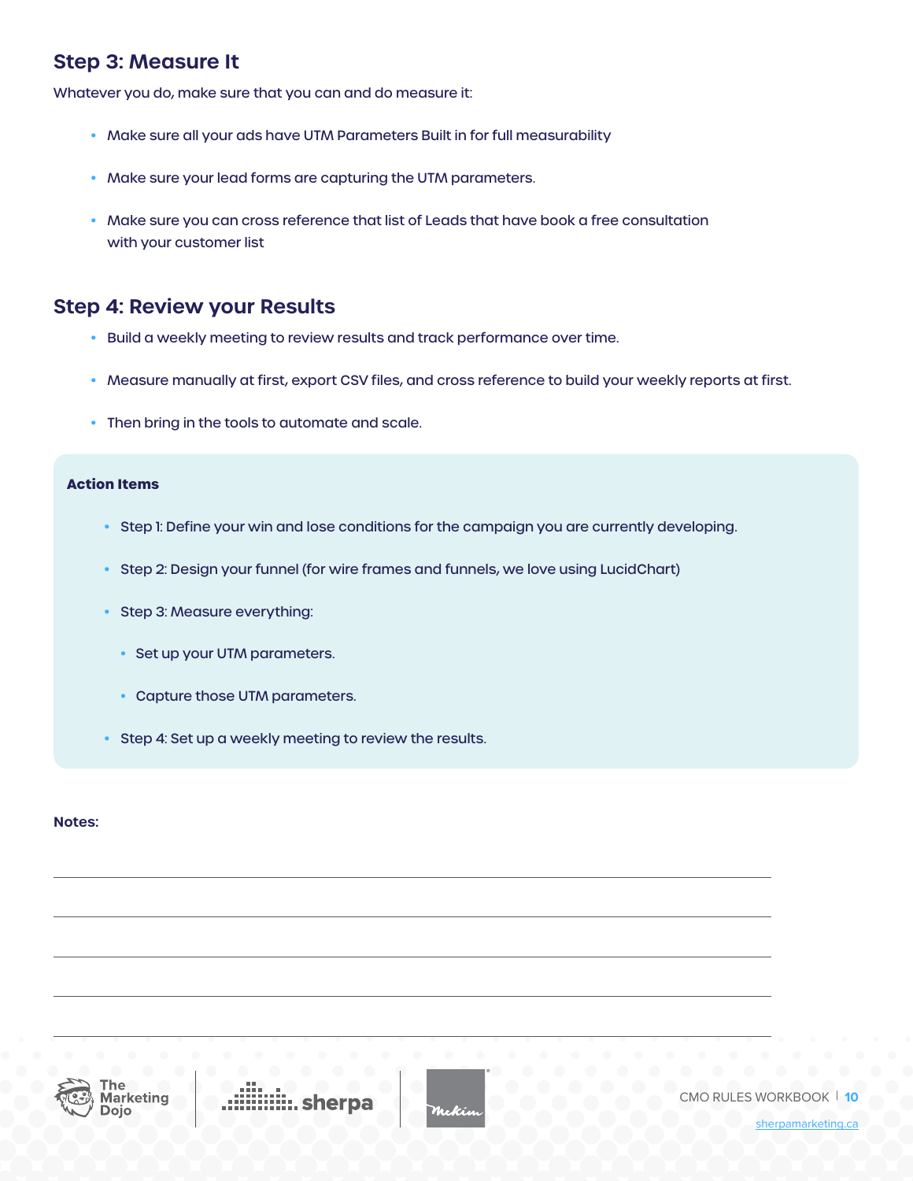## Step 3: Measure It

Whatever you do, make sure that you can and do measure it:

- Make sure all your ads have UTM Parameters Built in for full measurability
- Make sure your lead forms are capturing the UTM parameters.
- Make sure you can cross reference that list of Leads that have book a free consultation with your customer list

## Step 4: Review your Results

- Build a weekly meeting to review results and track performance over time.
- Measure manually at first, export CSV files, and cross reference to build your weekly reports at first.
- Then bring in the tools to automate and scale.

**Action Items**

- Step 1: Define your win and lose conditions for the campaign you are currently developing.
- Step 2: Design your funnel (for wire frames and funnels, we love using LucidChart)
- Step 3: Measure everything:
  - Set up your UTM parameters.
  - Capture those UTM parameters.
- Step 4: Set up a weekly meeting to review the results.

**Notes:**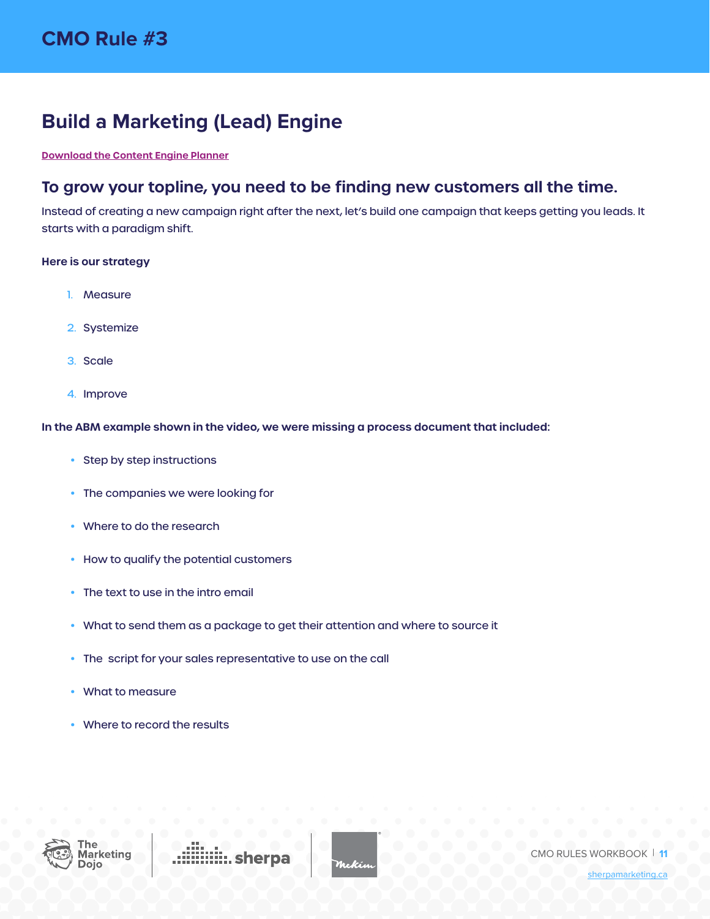# CMO Rule #3

## Build a Marketing (Lead) Engine

[Download the Content Engine Planner]

### To grow your topline, you need to be finding new customers all the time.

Instead of creating a new campaign right after the next, let's build one campaign that keeps getting you leads. It starts with a paradigm shift.

**Here is our strategy**

1. Measure
2. Systemize
3. Scale
4. Improve

**In the ABM example shown in the video, we were missing a process document that included:**

- Step by step instructions
- The companies we were looking for
- Where to do the research
- How to qualify the potential customers
- The text to use in the intro email
- What to send them as a package to get their attention and where to source it
- The  script for your sales representative to use on the call
- What to measure
- Where to record the results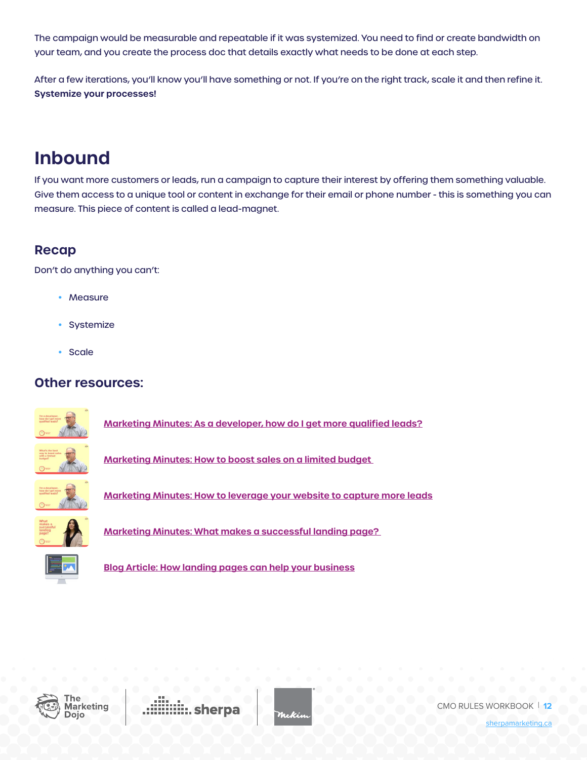The campaign would be measurable and repeatable if it was systemized. You need to find or create bandwidth on your team, and you create the process doc that details exactly what needs to be done at each step.

After a few iterations, you'll know you'll have something or not. If you're on the right track, scale it and then refine it. **Systemize your processes!**

## Inbound

If you want more customers or leads, run a campaign to capture their interest by offering them something valuable. Give them access to a unique tool or content in exchange for their email or phone number - this is something you can measure. This piece of content is called a lead-magnet.

### Recap

Don't do anything you can't:

- Measure
- Systemize
- Scale

### Other resources:

- Marketing Minutes: As a developer, how do I get more qualified leads?
- Marketing Minutes: How to boost sales on a limited budget
- Marketing Minutes: How to leverage your website to capture more leads
- Marketing Minutes: What makes a successful landing page?
- Blog Article: How landing pages can help your business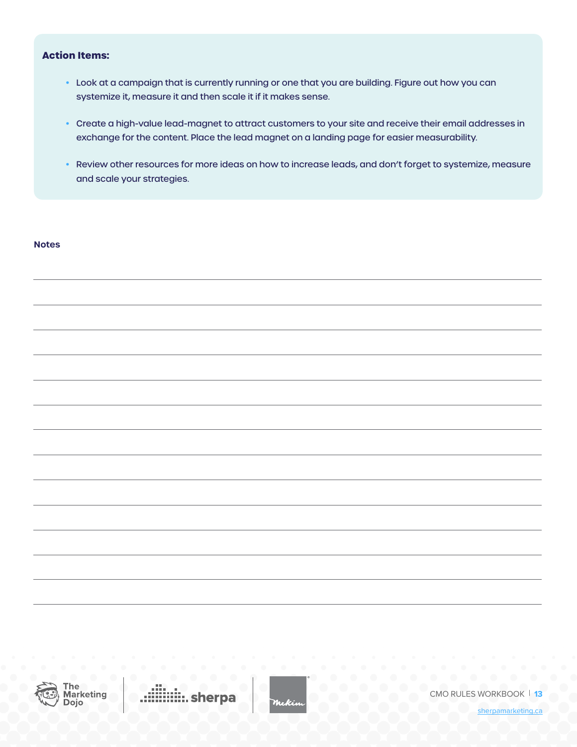**Action Items:**

- Look at a campaign that is currently running or one that you are building. Figure out how you can systemize it, measure it and then scale it if it makes sense.
- Create a high-value lead-magnet to attract customers to your site and receive their email addresses in exchange for the content. Place the lead magnet on a landing page for easier measurability.
- Review other resources for more ideas on how to increase leads, and don't forget to systemize, measure and scale your strategies.

**Notes**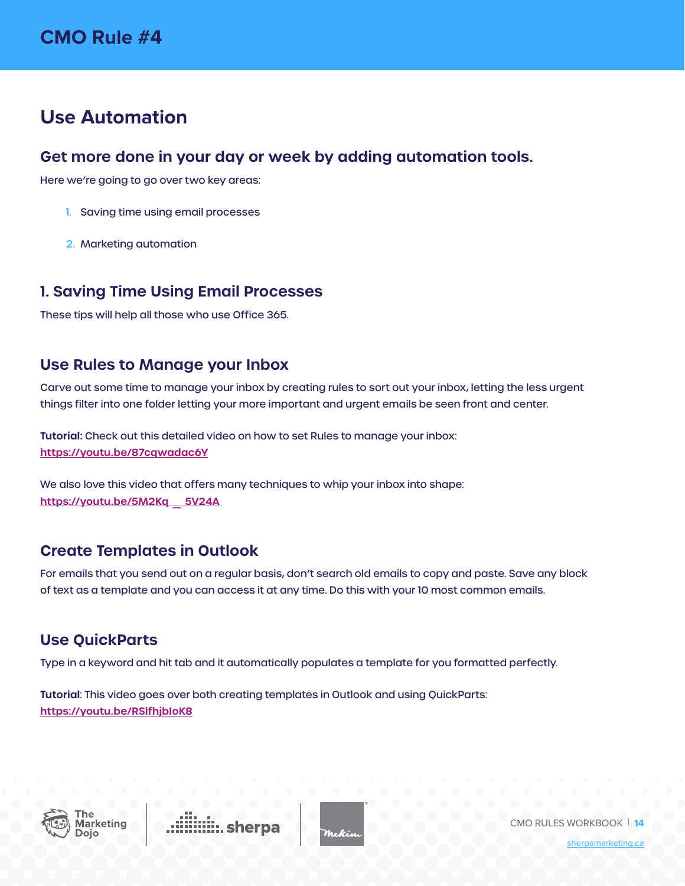# CMO Rule #4

## Use Automation

### Get more done in your day or week by adding automation tools.

Here we're going to go over two key areas:

1. Saving time using email processes
2. Marketing automation

### 1. Saving Time Using Email Processes

These tips will help all those who use Office 365.

### Use Rules to Manage your Inbox

Carve out some time to manage your inbox by creating rules to sort out your inbox, letting the less urgent things filter into one folder letting your more important and urgent emails be seen front and center.

**Tutorial:** Check out this detailed video on how to set Rules to manage your inbox: https://youtu.be/87cqwadac6Y

We also love this video that offers many techniques to whip your inbox into shape: https://youtu.be/5M2Kq__5V24A

### Create Templates in Outlook

For emails that you send out on a regular basis, don't search old emails to copy and paste. Save any block of text as a template and you can access it at any time. Do this with your 10 most common emails.

### Use QuickParts

Type in a keyword and hit tab and it automatically populates a template for you formatted perfectly.

**Tutorial**: This video goes over both creating templates in Outlook and using QuickParts: https://youtu.be/RSlfhjbloK8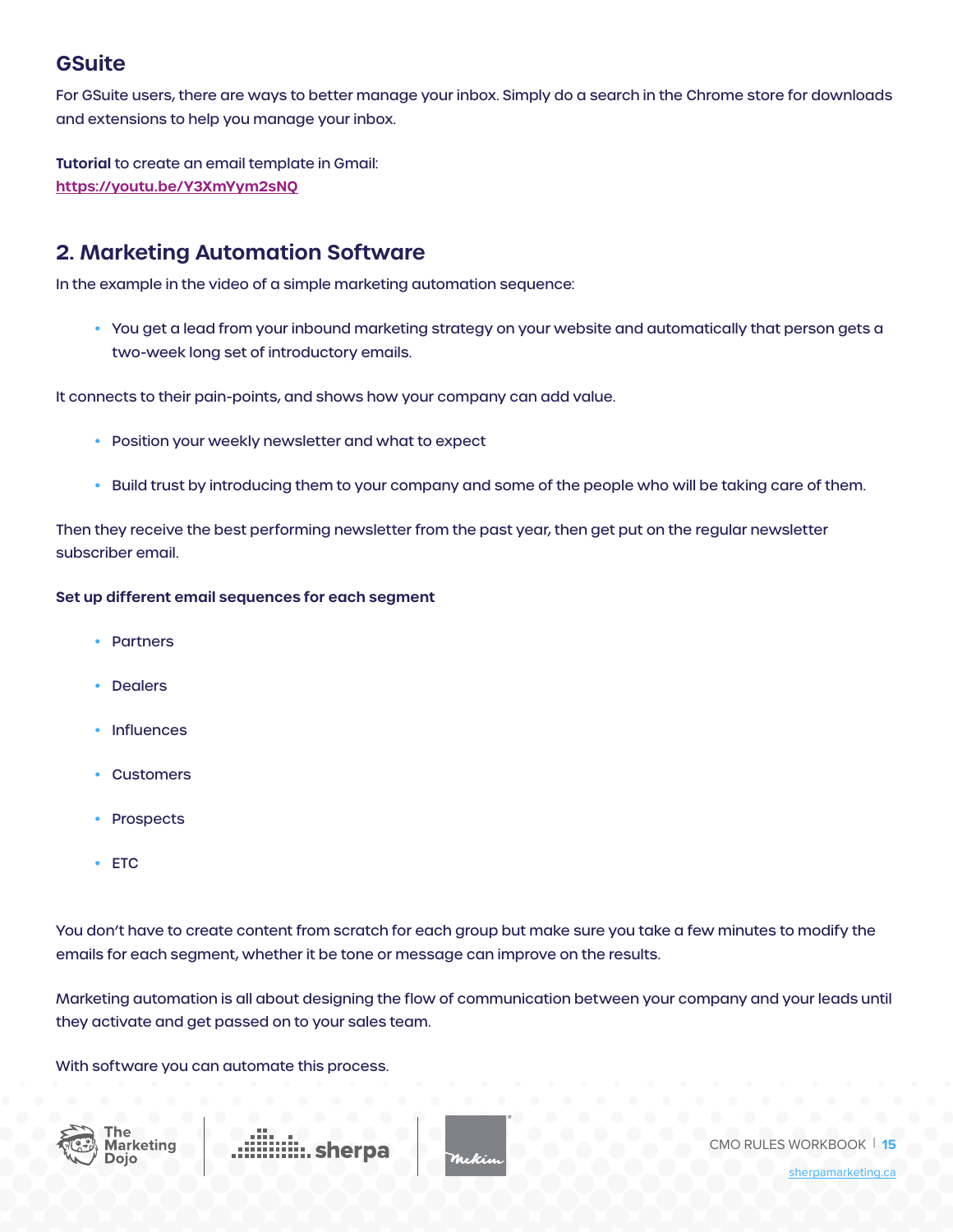## GSuite

For GSuite users, there are ways to better manage your inbox. Simply do a search in the Chrome store for downloads and extensions to help you manage your inbox.

**Tutorial** to create an email template in Gmail:
[https://youtu.be/Y3XmYym2sNQ](https://youtu.be/Y3XmYym2sNQ)

## 2. Marketing Automation Software

In the example in the video of a simple marketing automation sequence:

- You get a lead from your inbound marketing strategy on your website and automatically that person gets a two-week long set of introductory emails.

It connects to their pain-points, and shows how your company can add value.

- Position your weekly newsletter and what to expect
- Build trust by introducing them to your company and some of the people who will be taking care of them.

Then they receive the best performing newsletter from the past year, then get put on the regular newsletter subscriber email.

**Set up different email sequences for each segment**

- Partners
- Dealers
- Influences
- Customers
- Prospects
- ETC

You don't have to create content from scratch for each group but make sure you take a few minutes to modify the emails for each segment, whether it be tone or message can improve on the results.

Marketing automation is all about designing the flow of communication between your company and your leads until they activate and get passed on to your sales team.

With software you can automate this process.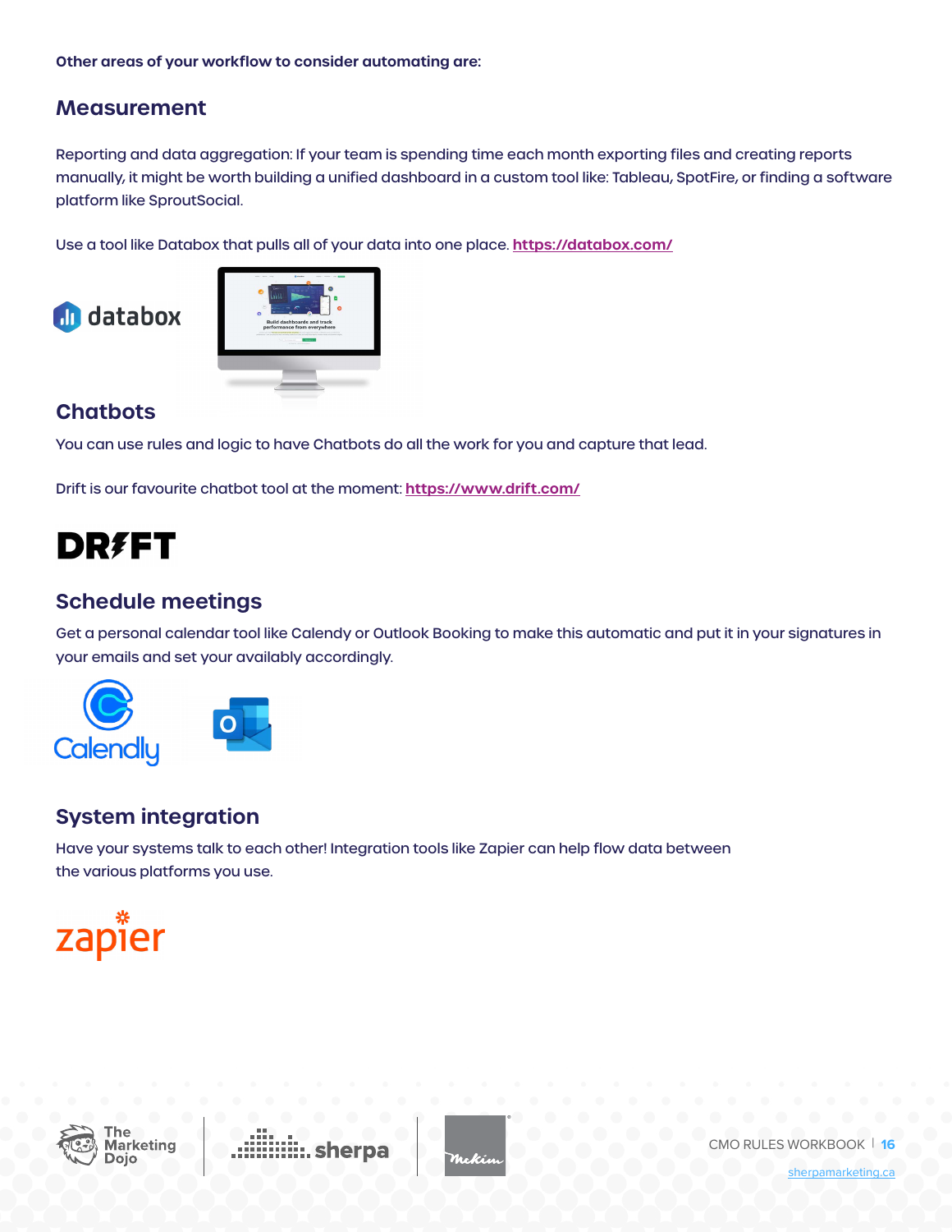**Other areas of your workflow to consider automating are:**

## Measurement

Reporting and data aggregation: If your team is spending time each month exporting files and creating reports manually, it might be worth building a unified dashboard in a custom tool like: Tableau, SpotFire, or finding a software platform like SproutSocial.

Use a tool like Databox that pulls all of your data into one place. https://databox.com/

## Chatbots

You can use rules and logic to have Chatbots do all the work for you and capture that lead.

Drift is our favourite chatbot tool at the moment: https://www.drift.com/

## Schedule meetings

Get a personal calendar tool like Calendy or Outlook Booking to make this automatic and put it in your signatures in your emails and set your availably accordingly.

## System integration

Have your systems talk to each other! Integration tools like Zapier can help flow data between the various platforms you use.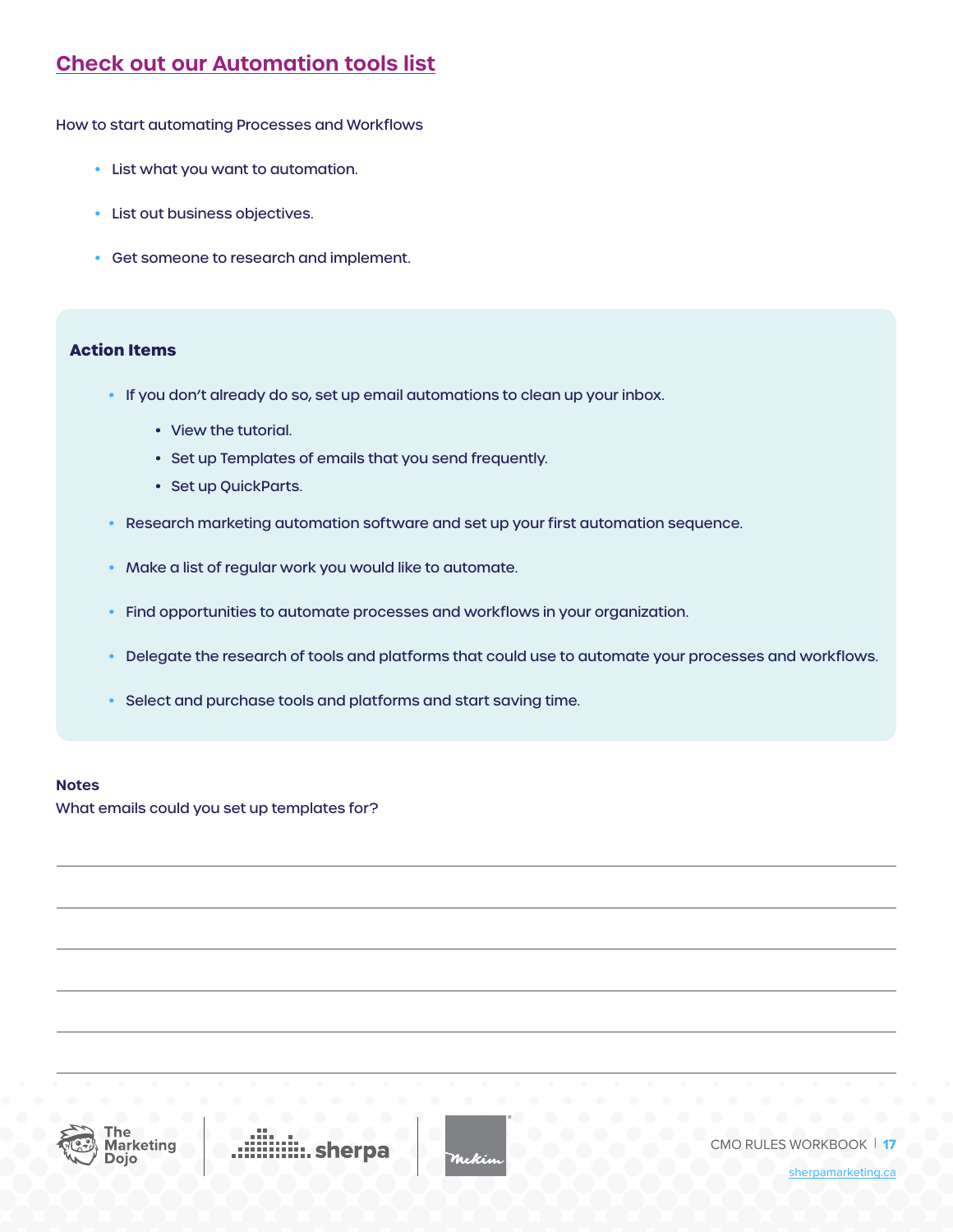## [Check out our Automation tools list]

How to start automating Processes and Workflows

- List what you want to automation.
- List out business objectives.
- Get someone to research and implement.

### Action Items

- If you don't already do so, set up email automations to clean up your inbox.
  - View the tutorial.
  - Set up Templates of emails that you send frequently.
  - Set up QuickParts.
- Research marketing automation software and set up your first automation sequence.
- Make a list of regular work you would like to automate.
- Find opportunities to automate processes and workflows in your organization.
- Delegate the research of tools and platforms that could use to automate your processes and workflows.
- Select and purchase tools and platforms and start saving time.

**Notes**

What emails could you set up templates for?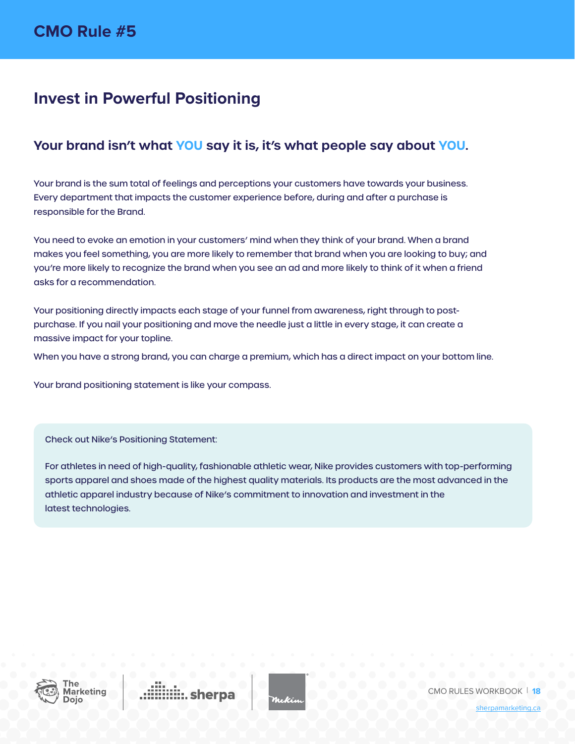# CMO Rule #5

## Invest in Powerful Positioning

### Your brand isn't what YOU say it is, it's what people say about YOU.

Your brand is the sum total of feelings and perceptions your customers have towards your business. Every department that impacts the customer experience before, during and after a purchase is responsible for the Brand.

You need to evoke an emotion in your customers' mind when they think of your brand. When a brand makes you feel something, you are more likely to remember that brand when you are looking to buy; and you're more likely to recognize the brand when you see an ad and more likely to think of it when a friend asks for a recommendation.

Your positioning directly impacts each stage of your funnel from awareness, right through to post-purchase. If you nail your positioning and move the needle just a little in every stage, it can create a massive impact for your topline.

When you have a strong brand, you can charge a premium, which has a direct impact on your bottom line.

Your brand positioning statement is like your compass.

> Check out Nike's Positioning Statement:
>
> For athletes in need of high-quality, fashionable athletic wear, Nike provides customers with top-performing sports apparel and shoes made of the highest quality materials. Its products are the most advanced in the athletic apparel industry because of Nike's commitment to innovation and investment in the latest technologies.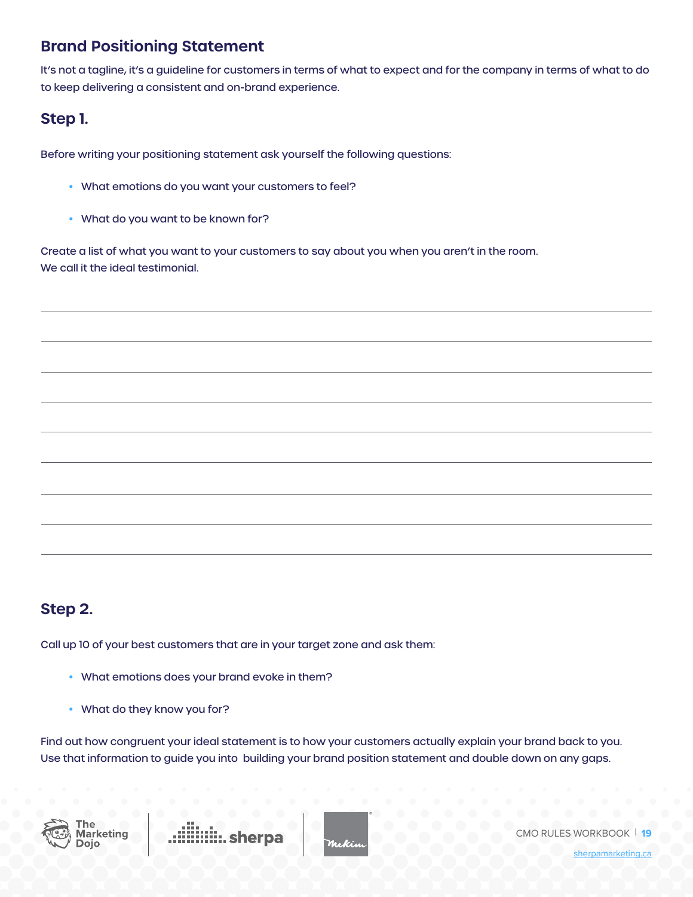## Brand Positioning Statement

It's not a tagline, it's a guideline for customers in terms of what to expect and for the company in terms of what to do to keep delivering a consistent and on-brand experience.

### Step 1.

Before writing your positioning statement ask yourself the following questions:

- What emotions do you want your customers to feel?
- What do you want to be known for?

Create a list of what you want to your customers to say about you when you aren't in the room.
We call it the ideal testimonial.

### Step 2.

Call up 10 of your best customers that are in your target zone and ask them:

- What emotions does your brand evoke in them?
- What do they know you for?

Find out how congruent your ideal statement is to how your customers actually explain your brand back to you.
Use that information to guide you into building your brand position statement and double down on any gaps.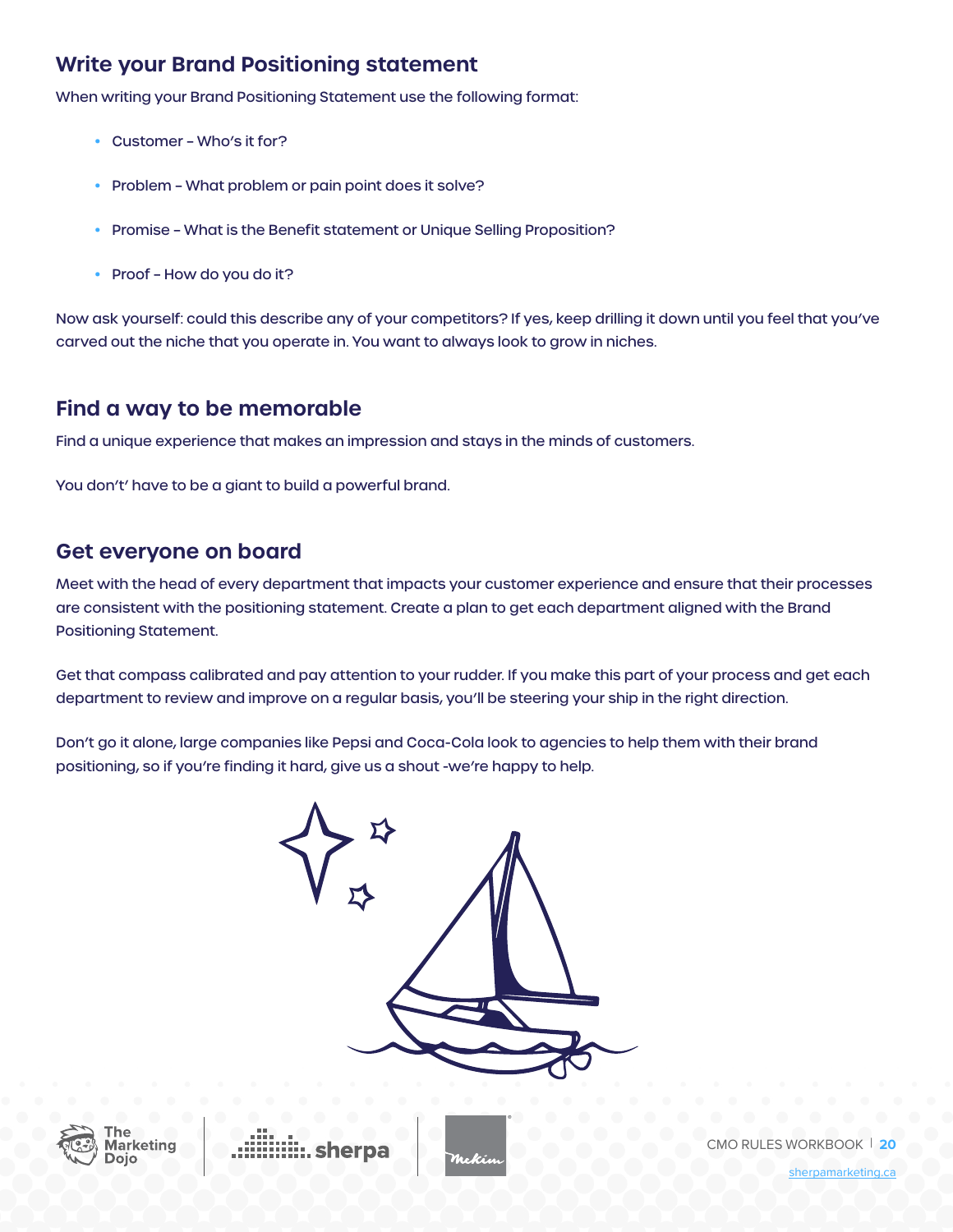## Write your Brand Positioning statement

When writing your Brand Positioning Statement use the following format:

- Customer – Who's it for?
- Problem – What problem or pain point does it solve?
- Promise – What is the Benefit statement or Unique Selling Proposition?
- Proof – How do you do it?

Now ask yourself: could this describe any of your competitors? If yes, keep drilling it down until you feel that you've carved out the niche that you operate in. You want to always look to grow in niches.

## Find a way to be memorable

Find a unique experience that makes an impression and stays in the minds of customers.

You don't' have to be a giant to build a powerful brand.

## Get everyone on board

Meet with the head of every department that impacts your customer experience and ensure that their processes are consistent with the positioning statement. Create a plan to get each department aligned with the Brand Positioning Statement.

Get that compass calibrated and pay attention to your rudder. If you make this part of your process and get each department to review and improve on a regular basis, you'll be steering your ship in the right direction.

Don't go it alone, large companies like Pepsi and Coca-Cola look to agencies to help them with their brand positioning, so if you're finding it hard, give us a shout -we're happy to help.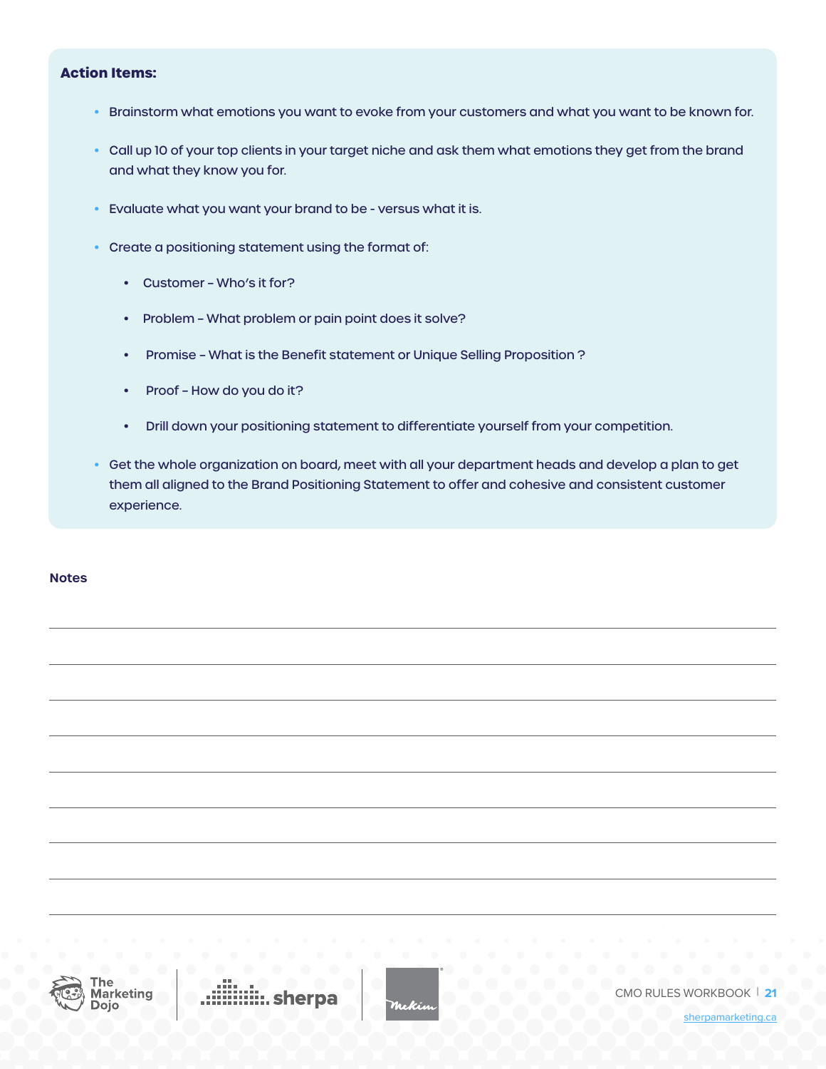**Action Items:**

- Brainstorm what emotions you want to evoke from your customers and what you want to be known for.
- Call up 10 of your top clients in your target niche and ask them what emotions they get from the brand and what they know you for.
- Evaluate what you want your brand to be - versus what it is.
- Create a positioning statement using the format of:
    - Customer – Who's it for?
    - Problem – What problem or pain point does it solve?
    - Promise – What is the Benefit statement or Unique Selling Proposition ?
    - Proof – How do you do it?
    - Drill down your positioning statement to differentiate yourself from your competition.
- Get the whole organization on board, meet with all your department heads and develop a plan to get them all aligned to the Brand Positioning Statement to offer and cohesive and consistent customer experience.

**Notes**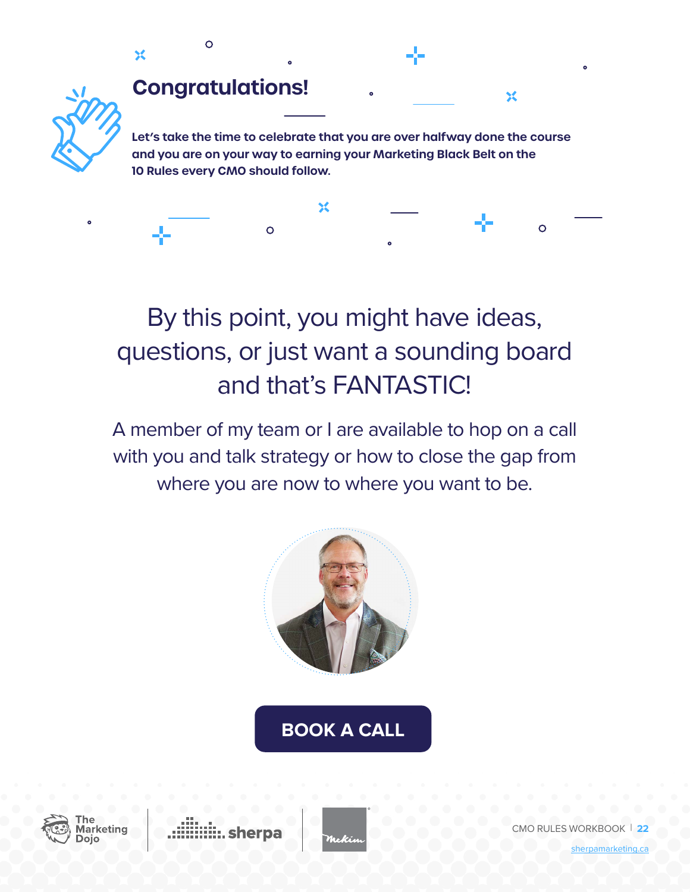## Congratulations!

**Let's take the time to celebrate that you are over halfway done the course and you are on your way to earning your Marketing Black Belt on the 10 Rules every CMO should follow.**

By this point, you might have ideas, questions, or just want a sounding board and that's FANTASTIC!

A member of my team or I are available to hop on a call with you and talk strategy or how to close the gap from where you are now to where you want to be.

**BOOK A CALL**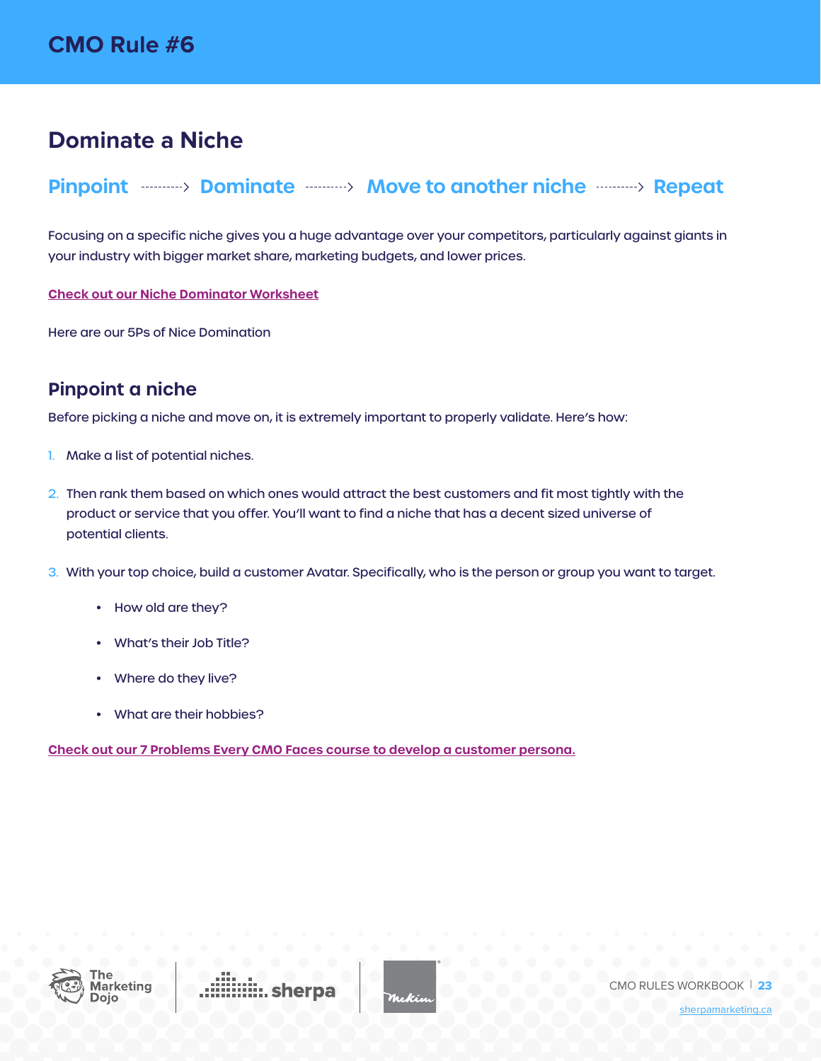# CMO Rule #6

## Dominate a Niche

**Pinpoint ----------> Dominate ----------> Move to another niche ----------> Repeat**

Focusing on a specific niche gives you a huge advantage over your competitors, particularly against giants in your industry with bigger market share, marketing budgets, and lower prices.

[Check out our Niche Dominator Worksheet]

Here are our 5Ps of Nice Domination

### Pinpoint a niche

Before picking a niche and move on, it is extremely important to properly validate. Here's how:

1. Make a list of potential niches.

2. Then rank them based on which ones would attract the best customers and fit most tightly with the product or service that you offer. You'll want to find a niche that has a decent sized universe of potential clients.

3. With your top choice, build a customer Avatar. Specifically, who is the person or group you want to target.

    - How old are they?
    - What's their Job Title?
    - Where do they live?
    - What are their hobbies?

[Check out our 7 Problems Every CMO Faces course to develop a customer persona.]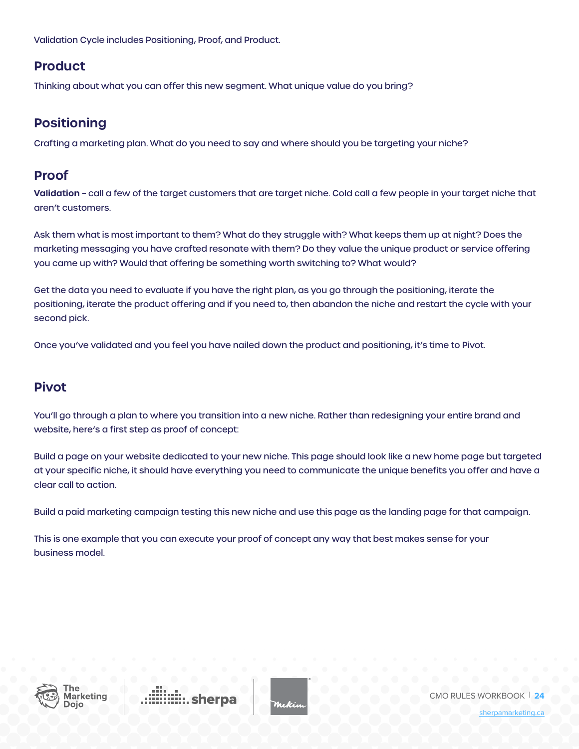Validation Cycle includes Positioning, Proof, and Product.

## Product

Thinking about what you can offer this new segment. What unique value do you bring?

## Positioning

Crafting a marketing plan. What do you need to say and where should you be targeting your niche?

## Proof

**Validation** – call a few of the target customers that are target niche. Cold call a few people in your target niche that aren't customers.

Ask them what is most important to them? What do they struggle with? What keeps them up at night? Does the marketing messaging you have crafted resonate with them? Do they value the unique product or service offering you came up with? Would that offering be something worth switching to? What would?

Get the data you need to evaluate if you have the right plan, as you go through the positioning, iterate the positioning, iterate the product offering and if you need to, then abandon the niche and restart the cycle with your second pick.

Once you've validated and you feel you have nailed down the product and positioning, it's time to Pivot.

## Pivot

You'll go through a plan to where you transition into a new niche. Rather than redesigning your entire brand and website, here's a first step as proof of concept:

Build a page on your website dedicated to your new niche. This page should look like a new home page but targeted at your specific niche, it should have everything you need to communicate the unique benefits you offer and have a clear call to action.

Build a paid marketing campaign testing this new niche and use this page as the landing page for that campaign.

This is one example that you can execute your proof of concept any way that best makes sense for your business model.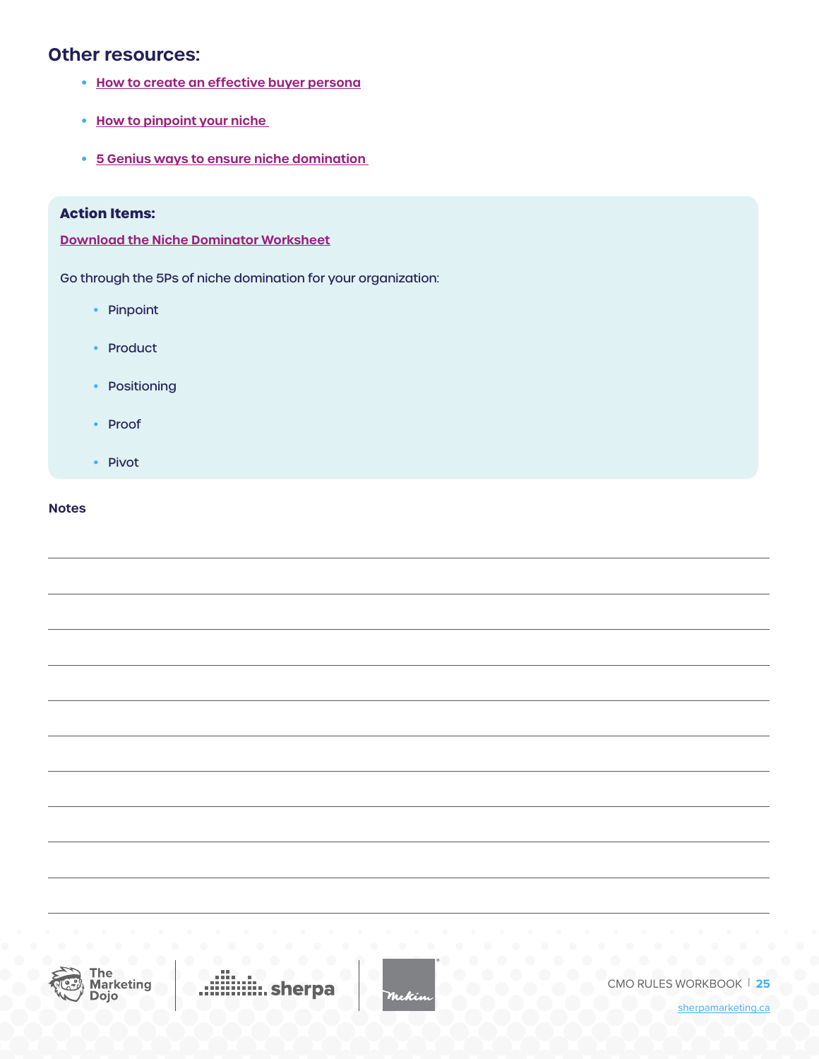## Other resources:

- How to create an effective buyer persona
- How to pinpoint your niche
- 5 Genius ways to ensure niche domination

**Action Items:**

Download the Niche Dominator Worksheet

Go through the 5Ps of niche domination for your organization:

- Pinpoint
- Product
- Positioning
- Proof
- Pivot

**Notes**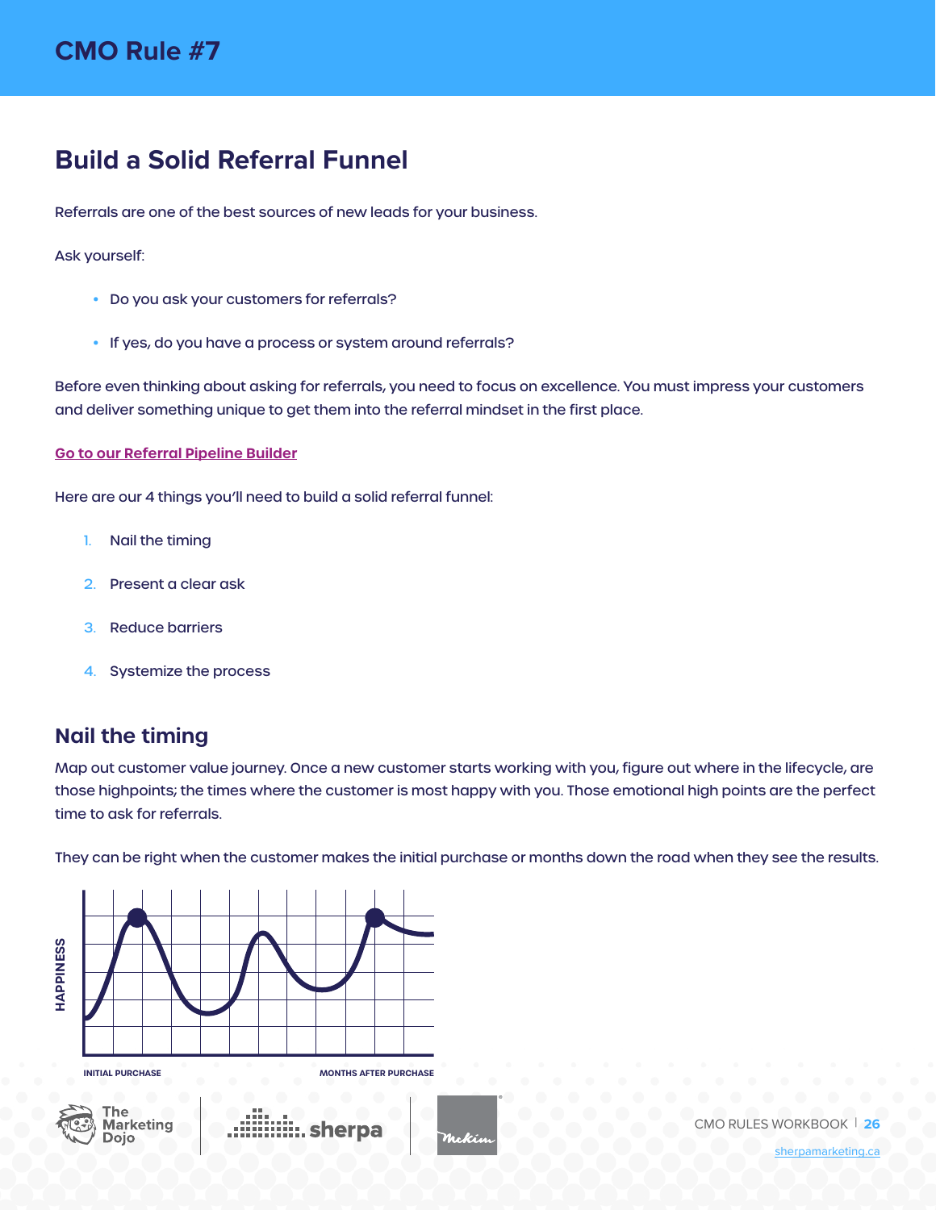# CMO Rule #7

## Build a Solid Referral Funnel

Referrals are one of the best sources of new leads for your business.

Ask yourself:

- Do you ask your customers for referrals?
- If yes, do you have a process or system around referrals?

Before even thinking about asking for referrals, you need to focus on excellence. You must impress your customers and deliver something unique to get them into the referral mindset in the first place.

Go to our Referral Pipeline Builder

Here are our 4 things you'll need to build a solid referral funnel:

1. Nail the timing
2. Present a clear ask
3. Reduce barriers
4. Systemize the process

### Nail the timing

Map out customer value journey. Once a new customer starts working with you, figure out where in the lifecycle, are those highpoints; the times where the customer is most happy with you. Those emotional high points are the perfect time to ask for referrals.

They can be right when the customer makes the initial purchase or months down the road when they see the results.

HAPPINESS

INITIAL PURCHASE

MONTHS AFTER PURCHASE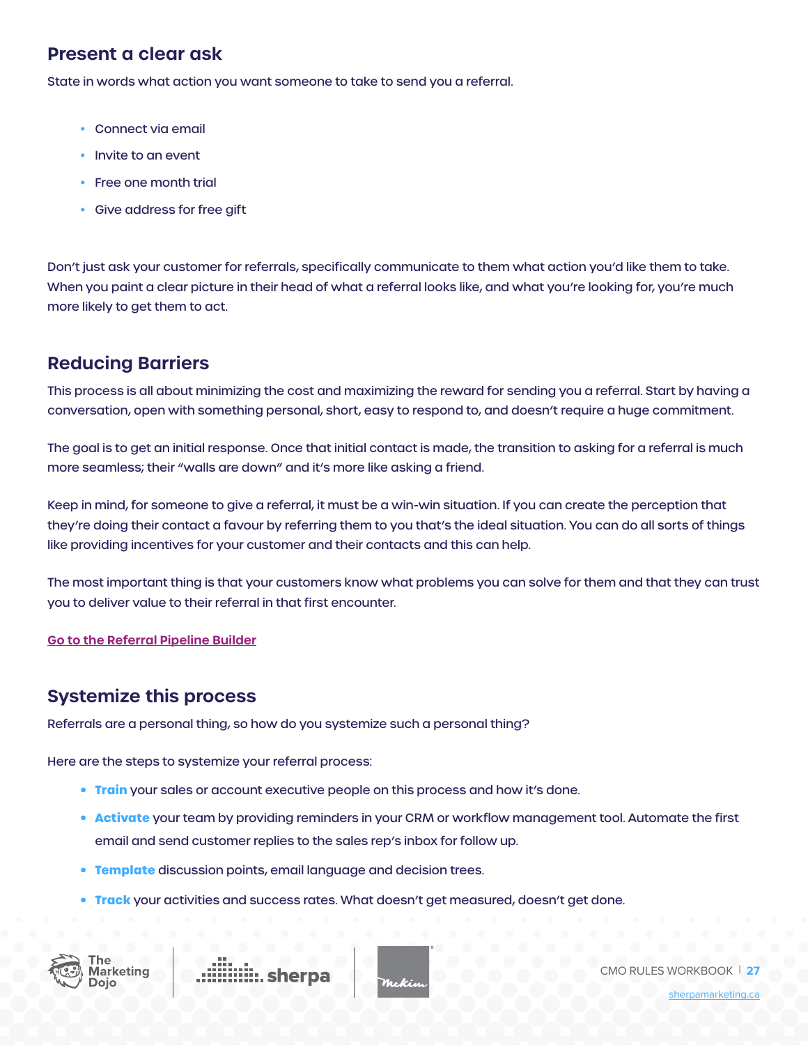## Present a clear ask

State in words what action you want someone to take to send you a referral.

- Connect via email
- Invite to an event
- Free one month trial
- Give address for free gift

Don't just ask your customer for referrals, specifically communicate to them what action you'd like them to take. When you paint a clear picture in their head of what a referral looks like, and what you're looking for, you're much more likely to get them to act.

## Reducing Barriers

This process is all about minimizing the cost and maximizing the reward for sending you a referral. Start by having a conversation, open with something personal, short, easy to respond to, and doesn't require a huge commitment.

The goal is to get an initial response. Once that initial contact is made, the transition to asking for a referral is much more seamless; their "walls are down" and it's more like asking a friend.

Keep in mind, for someone to give a referral, it must be a win-win situation. If you can create the perception that they're doing their contact a favour by referring them to you that's the ideal situation. You can do all sorts of things like providing incentives for your customer and their contacts and this can help.

The most important thing is that your customers know what problems you can solve for them and that they can trust you to deliver value to their referral in that first encounter.

**Go to the Referral Pipeline Builder**

## Systemize this process

Referrals are a personal thing, so how do you systemize such a personal thing?

Here are the steps to systemize your referral process:

- **Train** your sales or account executive people on this process and how it's done.
- **Activate** your team by providing reminders in your CRM or workflow management tool. Automate the first email and send customer replies to the sales rep's inbox for follow up.
- **Template** discussion points, email language and decision trees.
- **Track** your activities and success rates. What doesn't get measured, doesn't get done.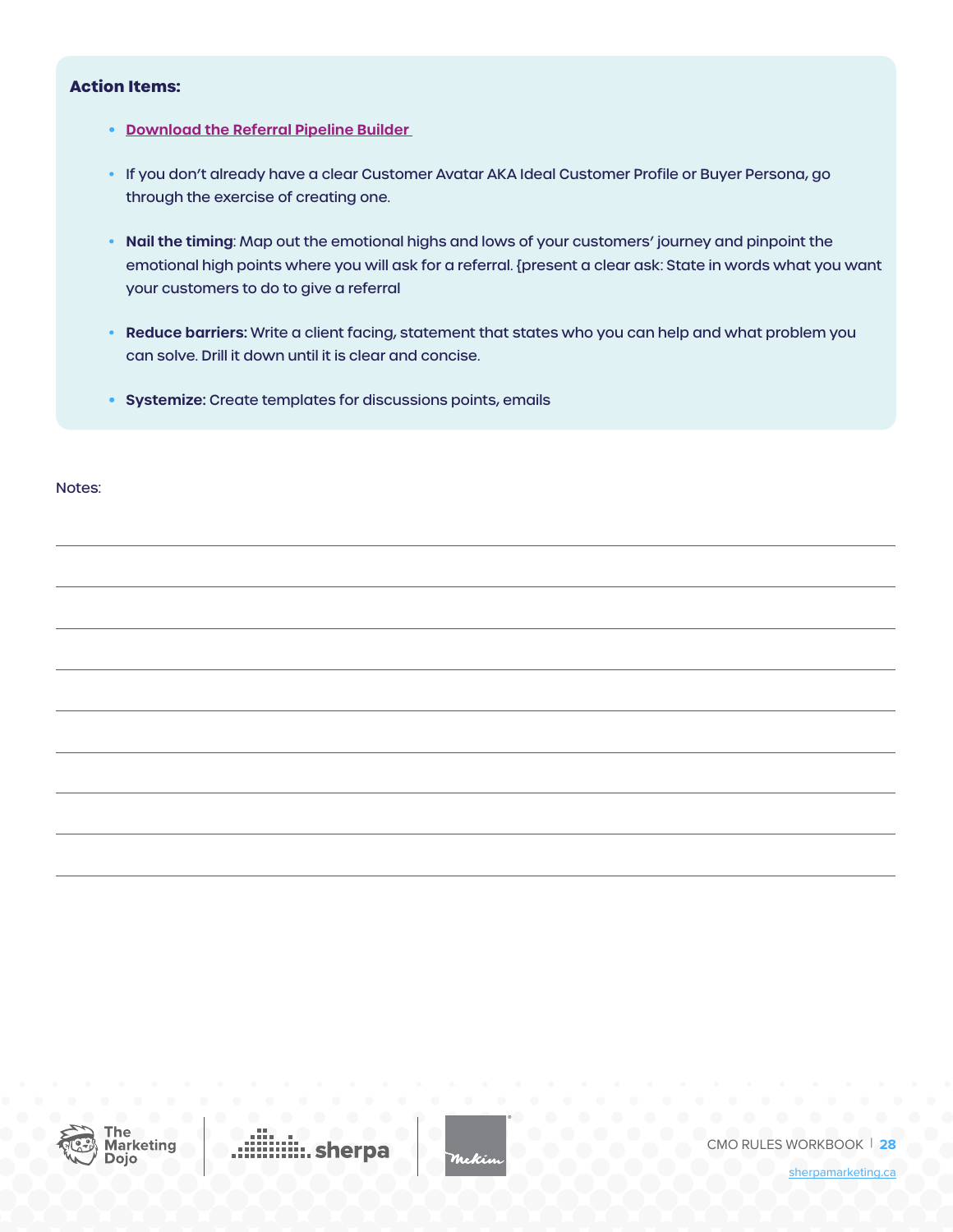**Action Items:**

- [Download the Referral Pipeline Builder](#)
- If you don't already have a clear Customer Avatar AKA Ideal Customer Profile or Buyer Persona, go through the exercise of creating one.
- **Nail the timing**: Map out the emotional highs and lows of your customers' journey and pinpoint the emotional high points where you will ask for a referral. {present a clear ask: State in words what you want your customers to do to give a referral
- **Reduce barriers:** Write a client facing, statement that states who you can help and what problem you can solve. Drill it down until it is clear and concise.
- **Systemize:** Create templates for discussions points, emails

Notes: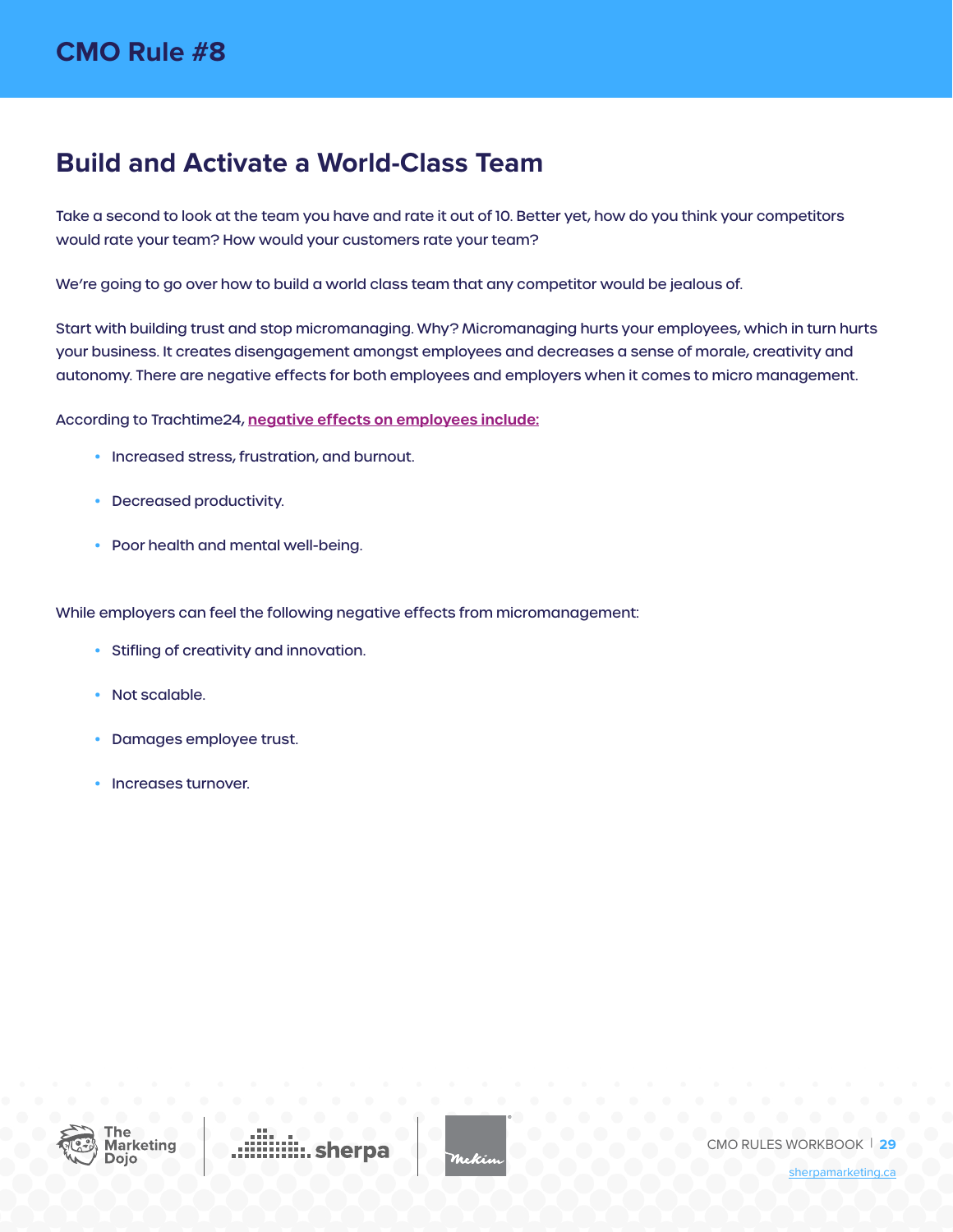# CMO Rule #8

## Build and Activate a World-Class Team

Take a second to look at the team you have and rate it out of 10. Better yet, how do you think your competitors would rate your team? How would your customers rate your team?

We're going to go over how to build a world class team that any competitor would be jealous of.

Start with building trust and stop micromanaging. Why? Micromanaging hurts your employees, which in turn hurts your business. It creates disengagement amongst employees and decreases a sense of morale, creativity and autonomy. There are negative effects for both employees and employers when it comes to micro management.

According to Trachtime24, **negative effects on employees include:**

- Increased stress, frustration, and burnout.
- Decreased productivity.
- Poor health and mental well-being.

While employers can feel the following negative effects from micromanagement:

- Stifling of creativity and innovation.
- Not scalable.
- Damages employee trust.
- Increases turnover.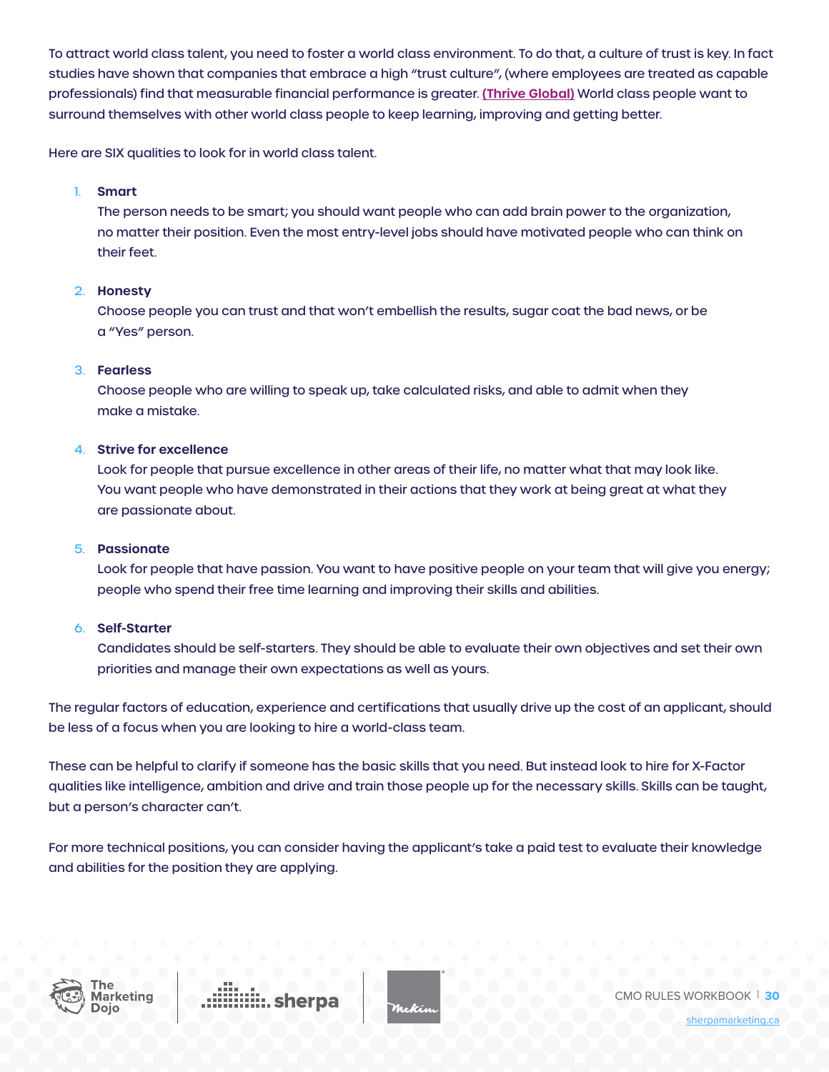To attract world class talent, you need to foster a world class environment. To do that, a culture of trust is key. In fact studies have shown that companies that embrace a high "trust culture", (where employees are treated as capable professionals) find that measurable financial performance is greater. **(Thrive Global)** World class people want to surround themselves with other world class people to keep learning, improving and getting better.

Here are SIX qualities to look for in world class talent.

1. **Smart**
   The person needs to be smart; you should want people who can add brain power to the organization, no matter their position. Even the most entry-level jobs should have motivated people who can think on their feet.

2. **Honesty**
   Choose people you can trust and that won't embellish the results, sugar coat the bad news, or be a "Yes" person.

3. **Fearless**
   Choose people who are willing to speak up, take calculated risks, and able to admit when they make a mistake.

4. **Strive for excellence**
   Look for people that pursue excellence in other areas of their life, no matter what that may look like. You want people who have demonstrated in their actions that they work at being great at what they are passionate about.

5. **Passionate**
   Look for people that have passion. You want to have positive people on your team that will give you energy; people who spend their free time learning and improving their skills and abilities.

6. **Self-Starter**
   Candidates should be self-starters. They should be able to evaluate their own objectives and set their own priorities and manage their own expectations as well as yours.

The regular factors of education, experience and certifications that usually drive up the cost of an applicant, should be less of a focus when you are looking to hire a world-class team.

These can be helpful to clarify if someone has the basic skills that you need. But instead look to hire for X-Factor qualities like intelligence, ambition and drive and train those people up for the necessary skills. Skills can be taught, but a person's character can't.

For more technical positions, you can consider having the applicant's take a paid test to evaluate their knowledge and abilities for the position they are applying.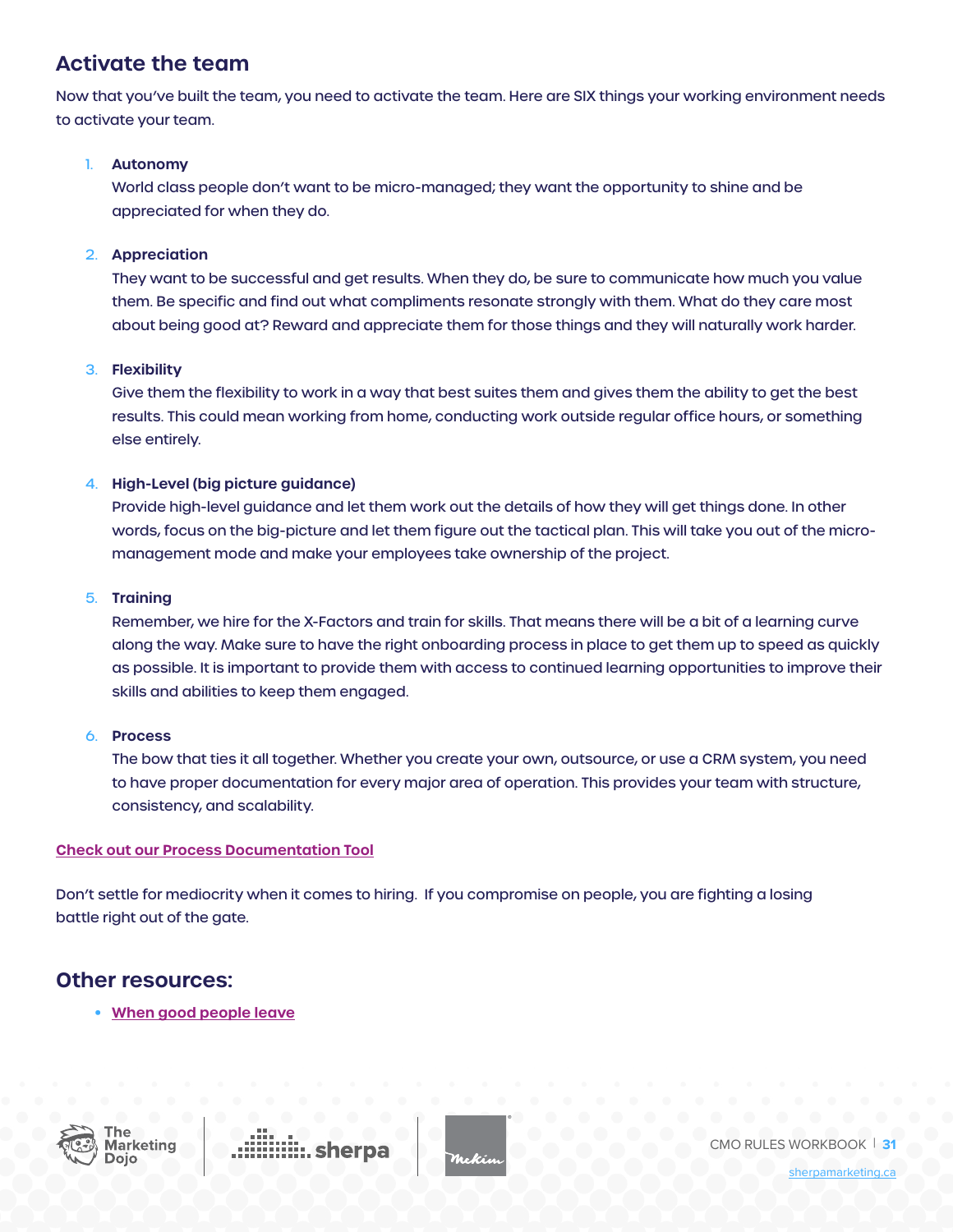## Activate the team

Now that you've built the team, you need to activate the team. Here are SIX things your working environment needs to activate your team.

1. **Autonomy**
   World class people don't want to be micro-managed; they want the opportunity to shine and be appreciated for when they do.

2. **Appreciation**
   They want to be successful and get results. When they do, be sure to communicate how much you value them. Be specific and find out what compliments resonate strongly with them. What do they care most about being good at? Reward and appreciate them for those things and they will naturally work harder.

3. **Flexibility**
   Give them the flexibility to work in a way that best suites them and gives them the ability to get the best results. This could mean working from home, conducting work outside regular office hours, or something else entirely.

4. **High-Level (big picture guidance)**
   Provide high-level guidance and let them work out the details of how they will get things done. In other words, focus on the big-picture and let them figure out the tactical plan. This will take you out of the micro-management mode and make your employees take ownership of the project.

5. **Training**
   Remember, we hire for the X-Factors and train for skills. That means there will be a bit of a learning curve along the way. Make sure to have the right onboarding process in place to get them up to speed as quickly as possible. It is important to provide them with access to continued learning opportunities to improve their skills and abilities to keep them engaged.

6. **Process**
   The bow that ties it all together. Whether you create your own, outsource, or use a CRM system, you need to have proper documentation for every major area of operation. This provides your team with structure, consistency, and scalability.

**Check out our Process Documentation Tool**

Don't settle for mediocrity when it comes to hiring. If you compromise on people, you are fighting a losing battle right out of the gate.

## Other resources:

- **When good people leave**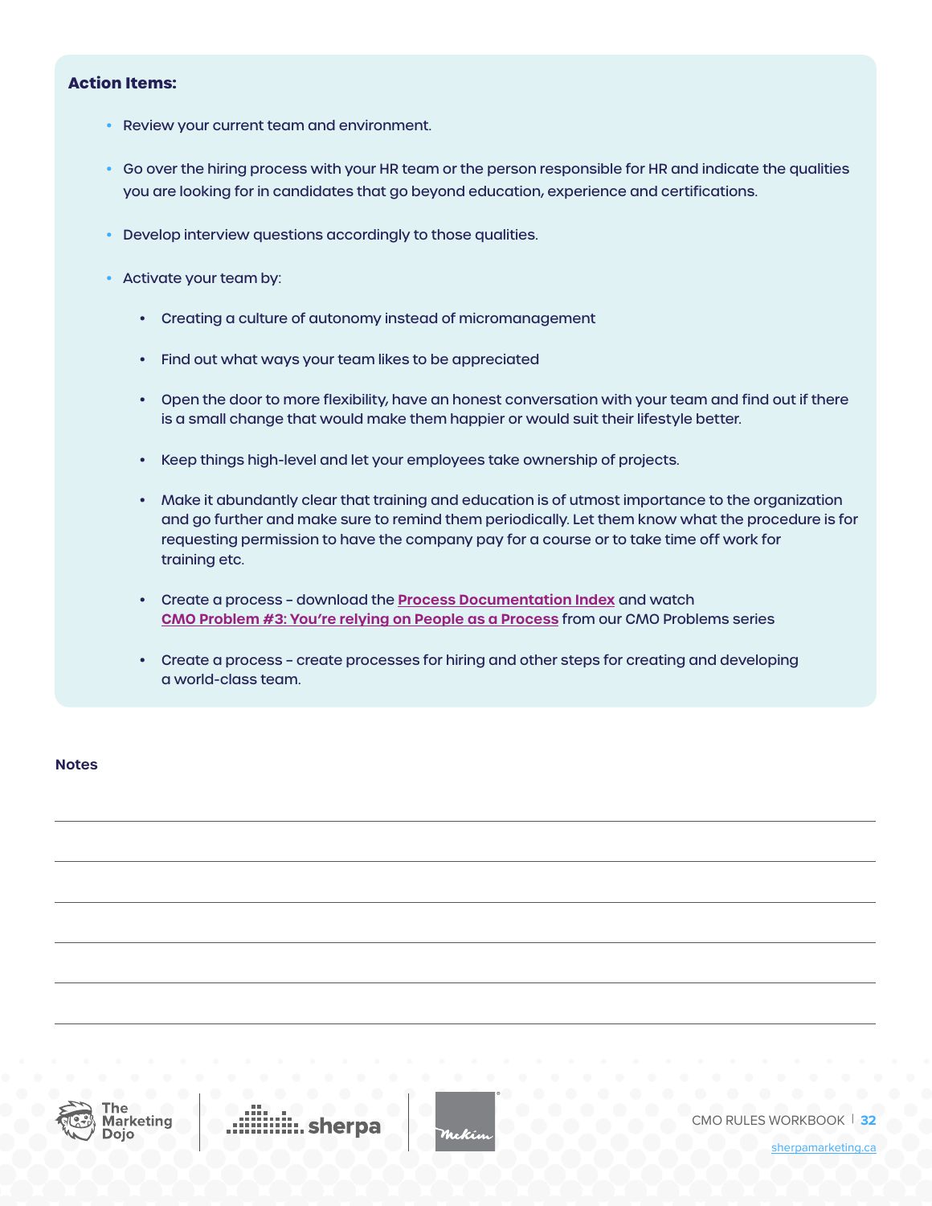**Action Items:**

- Review your current team and environment.
- Go over the hiring process with your HR team or the person responsible for HR and indicate the qualities you are looking for in candidates that go beyond education, experience and certifications.
- Develop interview questions accordingly to those qualities.
- Activate your team by:
  - Creating a culture of autonomy instead of micromanagement
  - Find out what ways your team likes to be appreciated
  - Open the door to more flexibility, have an honest conversation with your team and find out if there is a small change that would make them happier or would suit their lifestyle better.
  - Keep things high-level and let your employees take ownership of projects.
  - Make it abundantly clear that training and education is of utmost importance to the organization and go further and make sure to remind them periodically. Let them know what the procedure is for requesting permission to have the company pay for a course or to take time off work for training etc.
  - Create a process – download the **Process Documentation Index** and watch **CMO Problem #3: You're relying on People as a Process** from our CMO Problems series
  - Create a process – create processes for hiring and other steps for creating and developing a world-class team.

**Notes**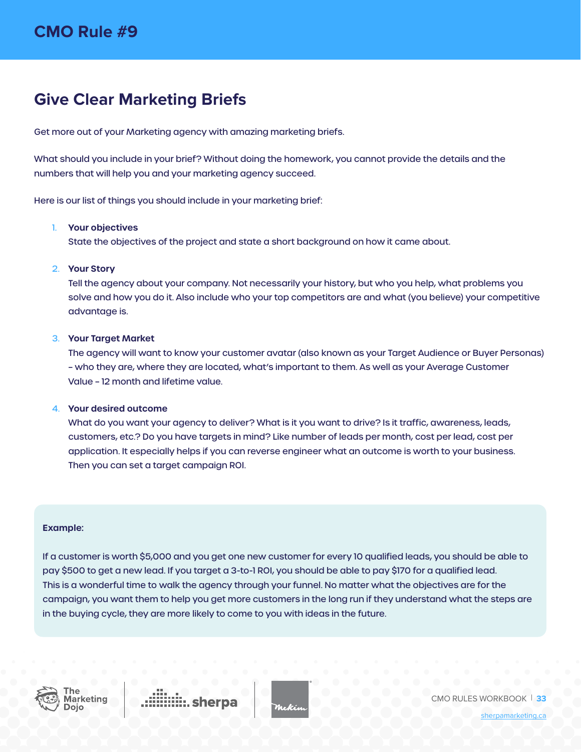## CMO Rule #9

# Give Clear Marketing Briefs

Get more out of your Marketing agency with amazing marketing briefs.

What should you include in your brief? Without doing the homework, you cannot provide the details and the numbers that will help you and your marketing agency succeed.

Here is our list of things you should include in your marketing brief:

1. **Your objectives**
   State the objectives of the project and state a short background on how it came about.

2. **Your Story**
   Tell the agency about your company. Not necessarily your history, but who you help, what problems you solve and how you do it. Also include who your top competitors are and what (you believe) your competitive advantage is.

3. **Your Target Market**
   The agency will want to know your customer avatar (also known as your Target Audience or Buyer Personas) – who they are, where they are located, what's important to them. As well as your Average Customer Value – 12 month and lifetime value.

4. **Your desired outcome**
   What do you want your agency to deliver? What is it you want to drive? Is it traffic, awareness, leads, customers, etc.? Do you have targets in mind? Like number of leads per month, cost per lead, cost per application. It especially helps if you can reverse engineer what an outcome is worth to your business. Then you can set a target campaign ROI.

**Example:**

If a customer is worth $5,000 and you get one new customer for every 10 qualified leads, you should be able to pay $500 to get a new lead. If you target a 3-to-1 ROI, you should be able to pay $170 for a qualified lead. This is a wonderful time to walk the agency through your funnel. No matter what the objectives are for the campaign, you want them to help you get more customers in the long run if they understand what the steps are in the buying cycle, they are more likely to come to you with ideas in the future.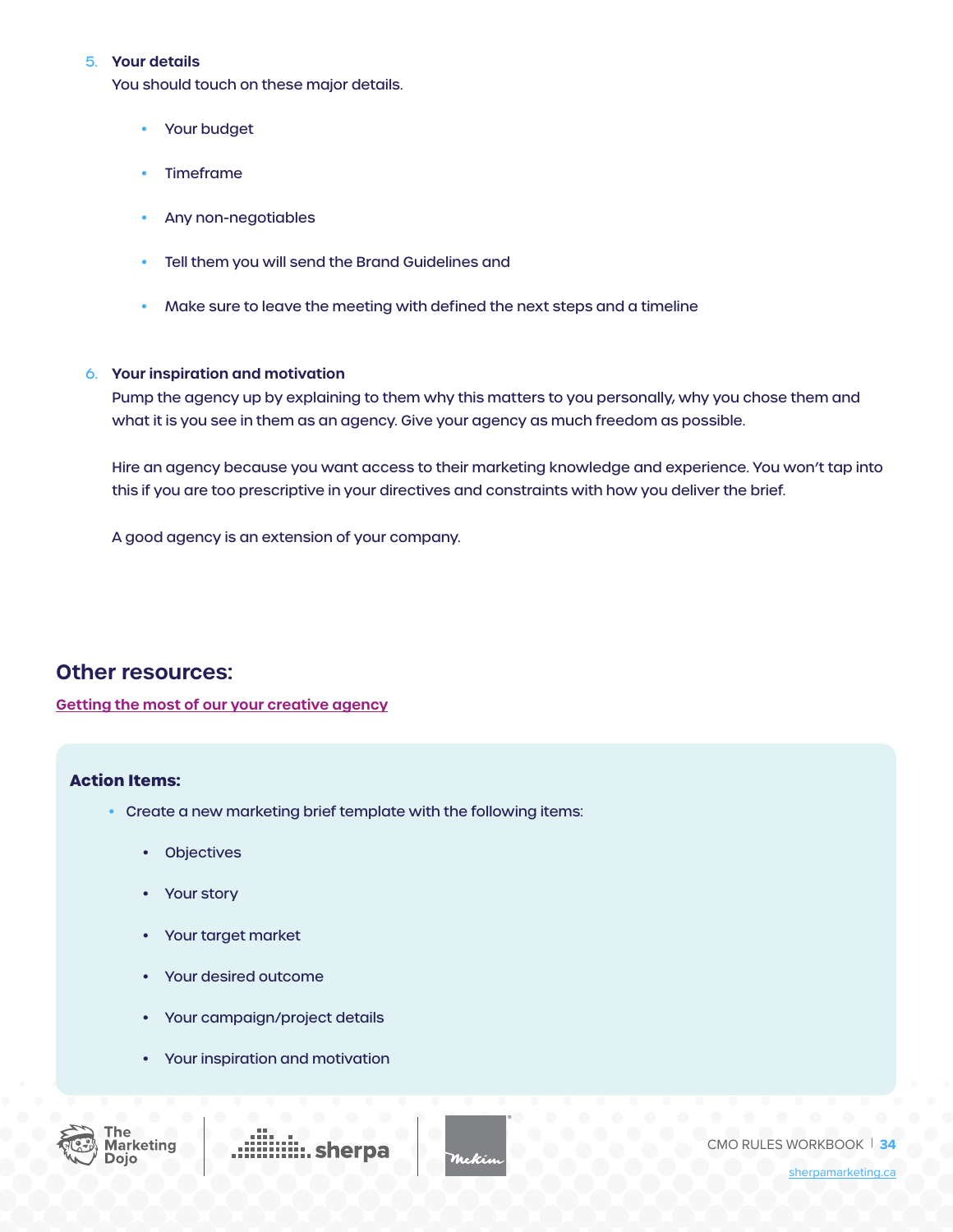5. **Your details**
   You should touch on these major details.

   - Your budget
   - Timeframe
   - Any non-negotiables
   - Tell them you will send the Brand Guidelines and
   - Make sure to leave the meeting with defined the next steps and a timeline

6. **Your inspiration and motivation**
   Pump the agency up by explaining to them why this matters to you personally, why you chose them and what it is you see in them as an agency. Give your agency as much freedom as possible.

   Hire an agency because you want access to their marketing knowledge and experience. You won't tap into this if you are too prescriptive in your directives and constraints with how you deliver the brief.

   A good agency is an extension of your company.

## Other resources:

[Getting the most of our your creative agency]()

**Action Items:**

- Create a new marketing brief template with the following items:
  - Objectives
  - Your story
  - Your target market
  - Your desired outcome
  - Your campaign/project details
  - Your inspiration and motivation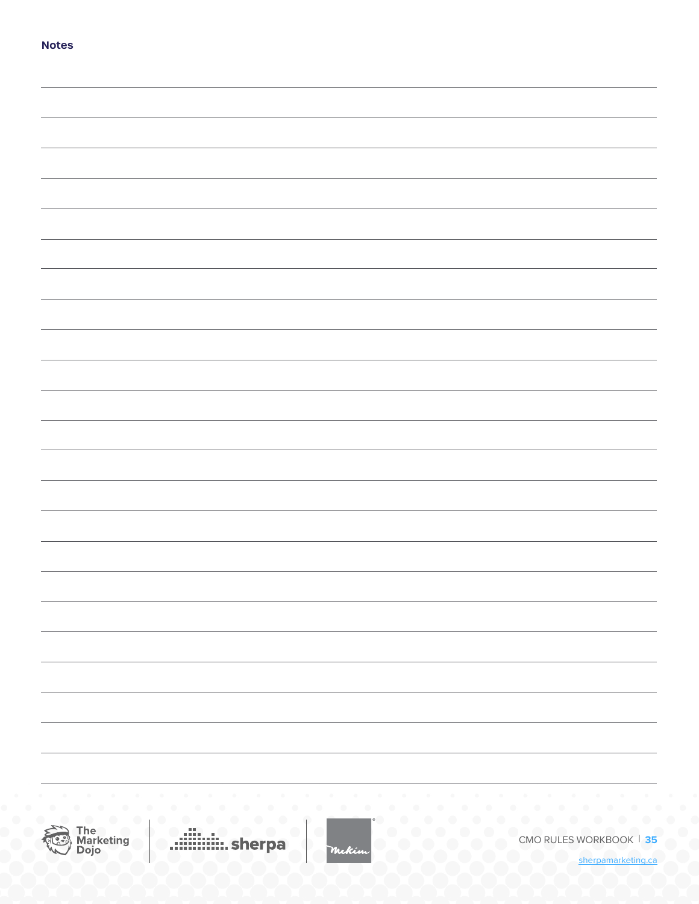**Notes**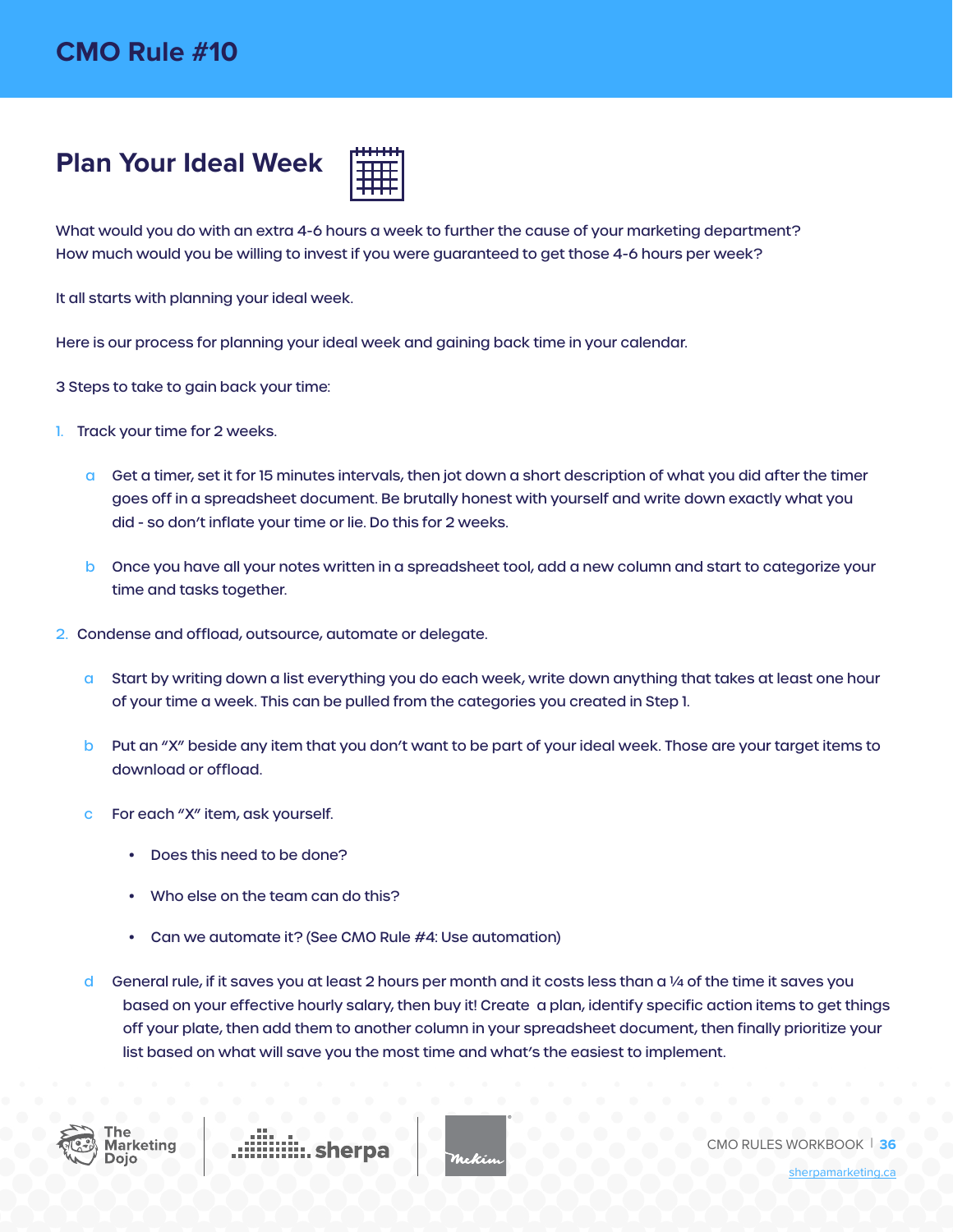# CMO Rule #10

## Plan Your Ideal Week

What would you do with an extra 4-6 hours a week to further the cause of your marketing department? How much would you be willing to invest if you were guaranteed to get those 4-6 hours per week?

It all starts with planning your ideal week.

Here is our process for planning your ideal week and gaining back time in your calendar.

3 Steps to take to gain back your time:

1. Track your time for 2 weeks.
   
   a. Get a timer, set it for 15 minutes intervals, then jot down a short description of what you did after the timer goes off in a spreadsheet document. Be brutally honest with yourself and write down exactly what you did - so don't inflate your time or lie. Do this for 2 weeks.
   
   b. Once you have all your notes written in a spreadsheet tool, add a new column and start to categorize your time and tasks together.

2. Condense and offload, outsource, automate or delegate.
   
   a. Start by writing down a list everything you do each week, write down anything that takes at least one hour of your time a week. This can be pulled from the categories you created in Step 1.
   
   b. Put an "X" beside any item that you don't want to be part of your ideal week. Those are your target items to download or offload.
   
   c. For each "X" item, ask yourself.
      
      - Does this need to be done?
      - Who else on the team can do this?
      - Can we automate it? (See CMO Rule #4: Use automation)
   
   d. General rule, if it saves you at least 2 hours per month and it costs less than a ¼ of the time it saves you based on your effective hourly salary, then buy it! Create a plan, identify specific action items to get things off your plate, then add them to another column in your spreadsheet document, then finally prioritize your list based on what will save you the most time and what's the easiest to implement.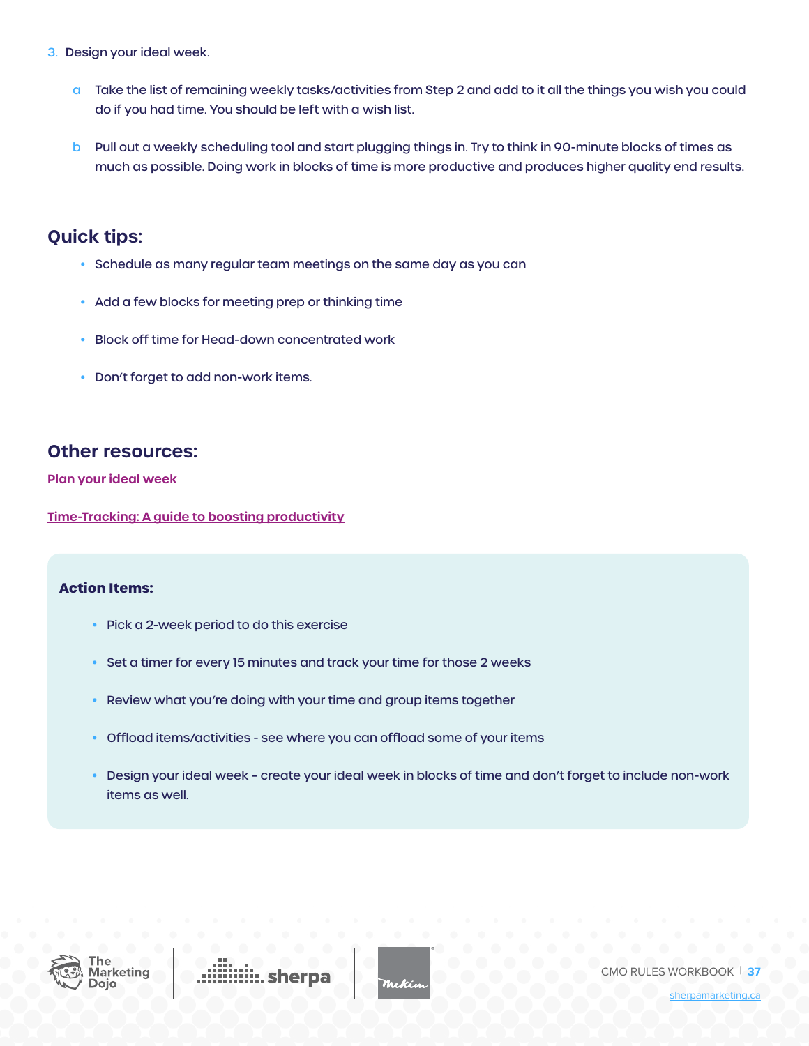3. Design your ideal week.

   a. Take the list of remaining weekly tasks/activities from Step 2 and add to it all the things you wish you could do if you had time. You should be left with a wish list.

   b. Pull out a weekly scheduling tool and start plugging things in. Try to think in 90-minute blocks of times as much as possible. Doing work in blocks of time is more productive and produces higher quality end results.

## Quick tips:

- Schedule as many regular team meetings on the same day as you can
- Add a few blocks for meeting prep or thinking time
- Block off time for Head-down concentrated work
- Don't forget to add non-work items.

## Other resources:

Plan your ideal week

Time-Tracking: A guide to boosting productivity

**Action Items:**

- Pick a 2-week period to do this exercise
- Set a timer for every 15 minutes and track your time for those 2 weeks
- Review what you're doing with your time and group items together
- Offload items/activities - see where you can offload some of your items
- Design your ideal week – create your ideal week in blocks of time and don't forget to include non-work items as well.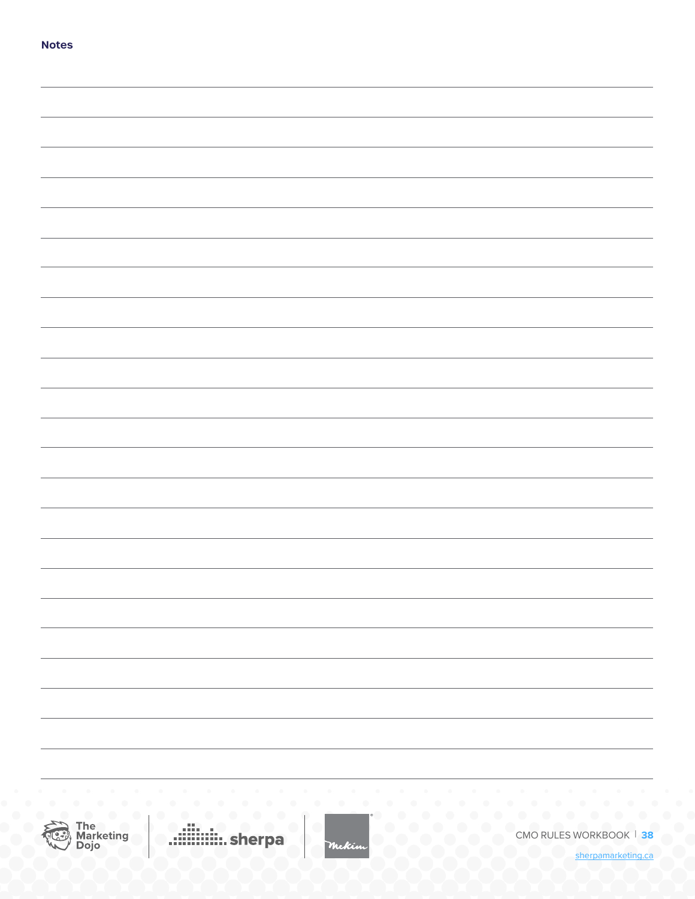**Notes**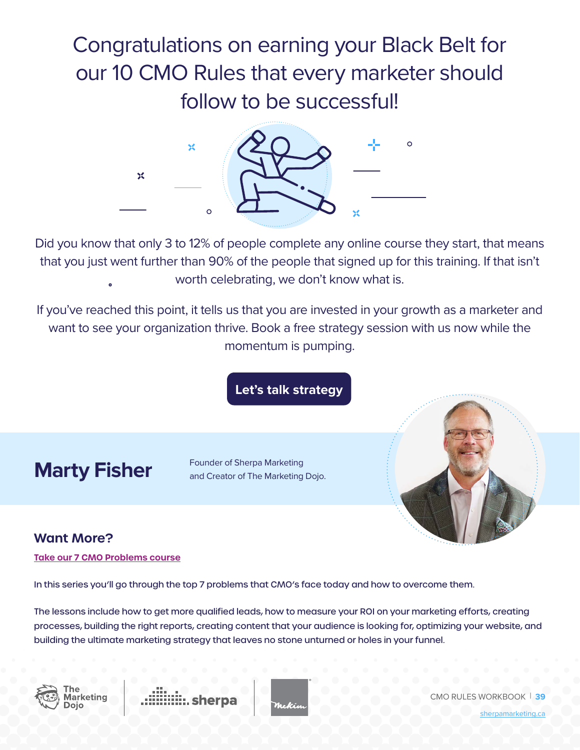# Congratulations on earning your Black Belt for our 10 CMO Rules that every marketer should follow to be successful!

Did you know that only 3 to 12% of people complete any online course they start, that means that you just went further than 90% of the people that signed up for this training. If that isn't worth celebrating, we don't know what is.

If you've reached this point, it tells us that you are invested in your growth as a marketer and want to see your organization thrive. Book a free strategy session with us now while the momentum is pumping.

**Let's talk strategy**

## Marty Fisher

Founder of Sherpa Marketing
and Creator of The Marketing Dojo.

### Want More?

**Take our 7 CMO Problems course**

In this series you'll go through the top 7 problems that CMO's face today and how to overcome them.

The lessons include how to get more qualified leads, how to measure your ROI on your marketing efforts, creating processes, building the right reports, creating content that your audience is looking for, optimizing your website, and building the ultimate marketing strategy that leaves no stone unturned or holes in your funnel.

The Marketing Dojo | sherpa | McKim

sherpamarketing.ca